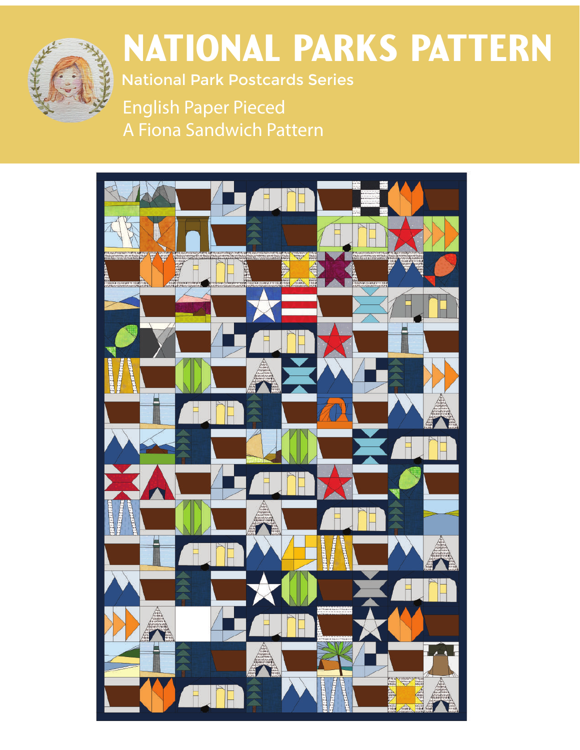# NATIONAL PARKS PATTERN

National Park Postcards Series

English Paper Pieced

A Fiona Sandwich Pattern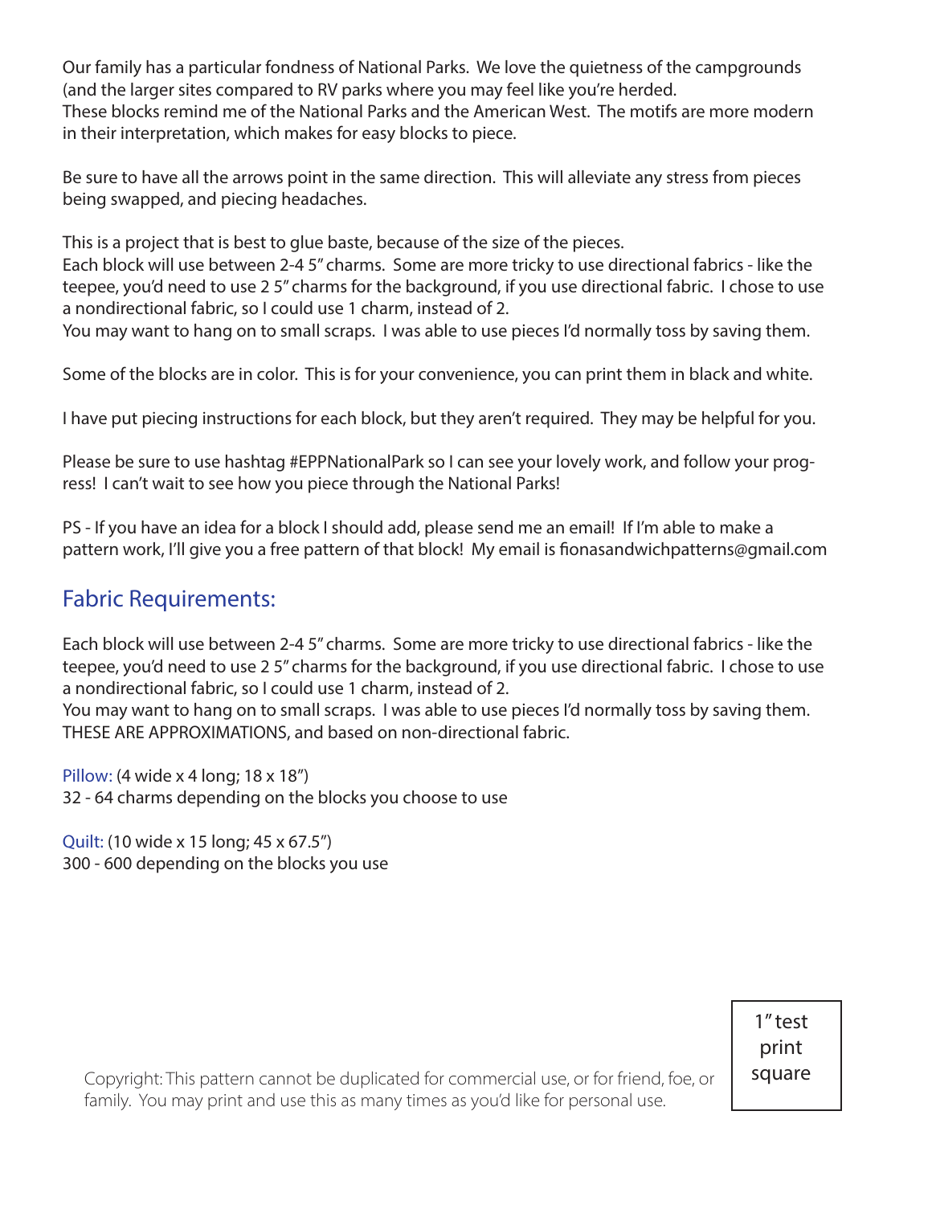Our family has a particular fondness of National Parks. We love the quietness of the campgrounds (and the larger sites compared to RV parks where you may feel like you're herded.
These blocks remind me of the National Parks and the American West. The motifs are more modern in their interpretation, which makes for easy blocks to piece.

Be sure to have all the arrows point in the same direction. This will alleviate any stress from pieces being swapped, and piecing headaches.

This is a project that is best to glue baste, because of the size of the pieces.
Each block will use between 2-4 5" charms. Some are more tricky to use directional fabrics - like the teepee, you'd need to use 2 5" charms for the background, if you use directional fabric. I chose to use a nondirectional fabric, so I could use 1 charm, instead of 2.
You may want to hang on to small scraps. I was able to use pieces I'd normally toss by saving them.

Some of the blocks are in color. This is for your convenience, you can print them in black and white.

I have put piecing instructions for each block, but they aren't required. They may be helpful for you.

Please be sure to use hashtag #EPPNationalPark so I can see your lovely work, and follow your progress! I can't wait to see how you piece through the National Parks!

PS - If you have an idea for a block I should add, please send me an email! If I'm able to make a pattern work, I'll give you a free pattern of that block! My email is fionasandwichpatterns@gmail.com

## Fabric Requirements:

Each block will use between 2-4 5" charms. Some are more tricky to use directional fabrics - like the teepee, you'd need to use 2 5" charms for the background, if you use directional fabric. I chose to use a nondirectional fabric, so I could use 1 charm, instead of 2.
You may want to hang on to small scraps. I was able to use pieces I'd normally toss by saving them.
THESE ARE APPROXIMATIONS, and based on non-directional fabric.

Pillow: (4 wide x 4 long; 18 x 18")
32 - 64 charms depending on the blocks you choose to use

Quilt: (10 wide x 15 long; 45 x 67.5")
300 - 600 depending on the blocks you use

Copyright: This pattern cannot be duplicated for commercial use, or for friend, foe, or family. You may print and use this as many times as you'd like for personal use.

1" test print square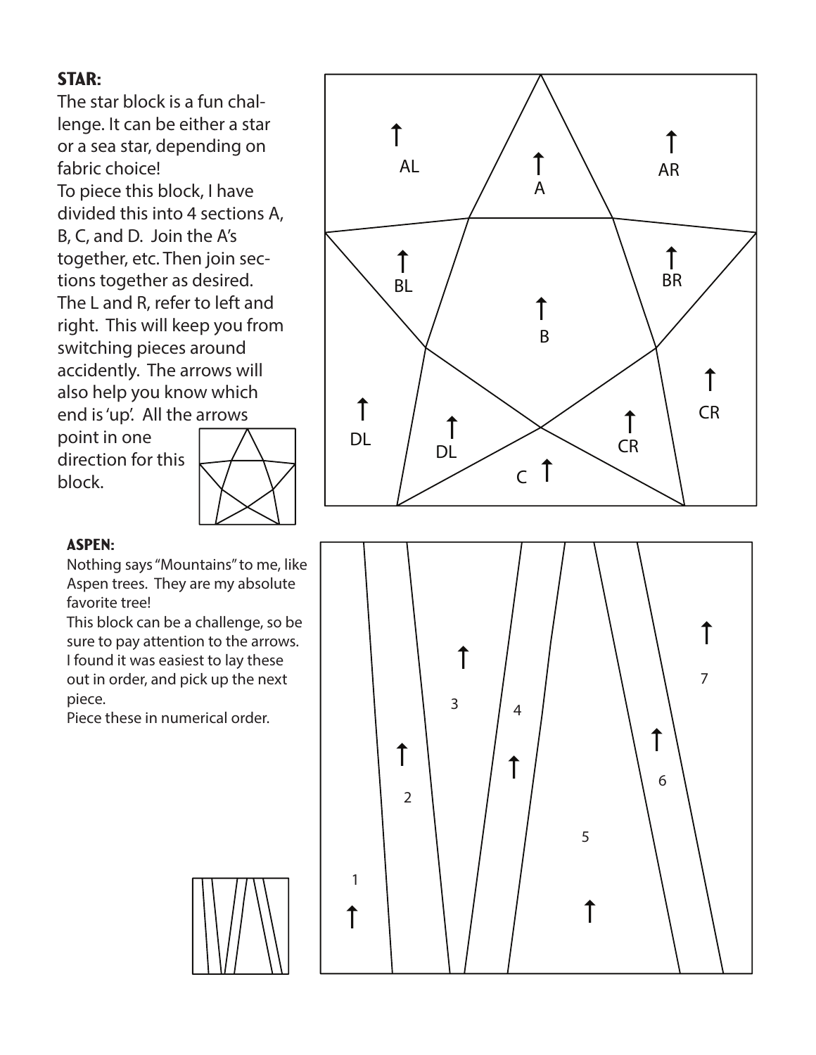## STAR:

The star block is a fun challenge. It can be either a star or a sea star, depending on fabric choice!

To piece this block, I have divided this into 4 sections A, B, C, and D. Join the A's together, etc. Then join sections together as desired. The L and R, refer to left and right. This will keep you from switching pieces around accidently. The arrows will also help you know which end is 'up'. All the arrows point in one direction for this block.

AL A AR

BL B BR

DL DL C CR CR

## ASPEN:

Nothing says "Mountains" to me, like Aspen trees. They are my absolute favorite tree!

This block can be a challenge, so be sure to pay attention to the arrows. I found it was easiest to lay these out in order, and pick up the next piece.

Piece these in numerical order.

1 2 3 4 5 6 7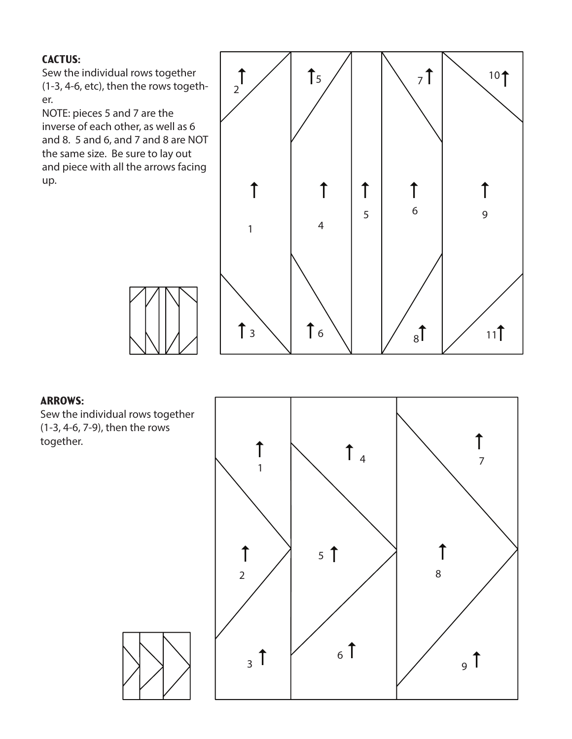**CACTUS:**

Sew the individual rows together (1-3, 4-6, etc), then the rows together.

NOTE: pieces 5 and 7 are the inverse of each other, as well as 6 and 8. 5 and 6, and 7 and 8 are NOT the same size. Be sure to lay out and piece with all the arrows facing up.

**ARROWS:**

Sew the individual rows together (1-3, 4-6, 7-9), then the rows together.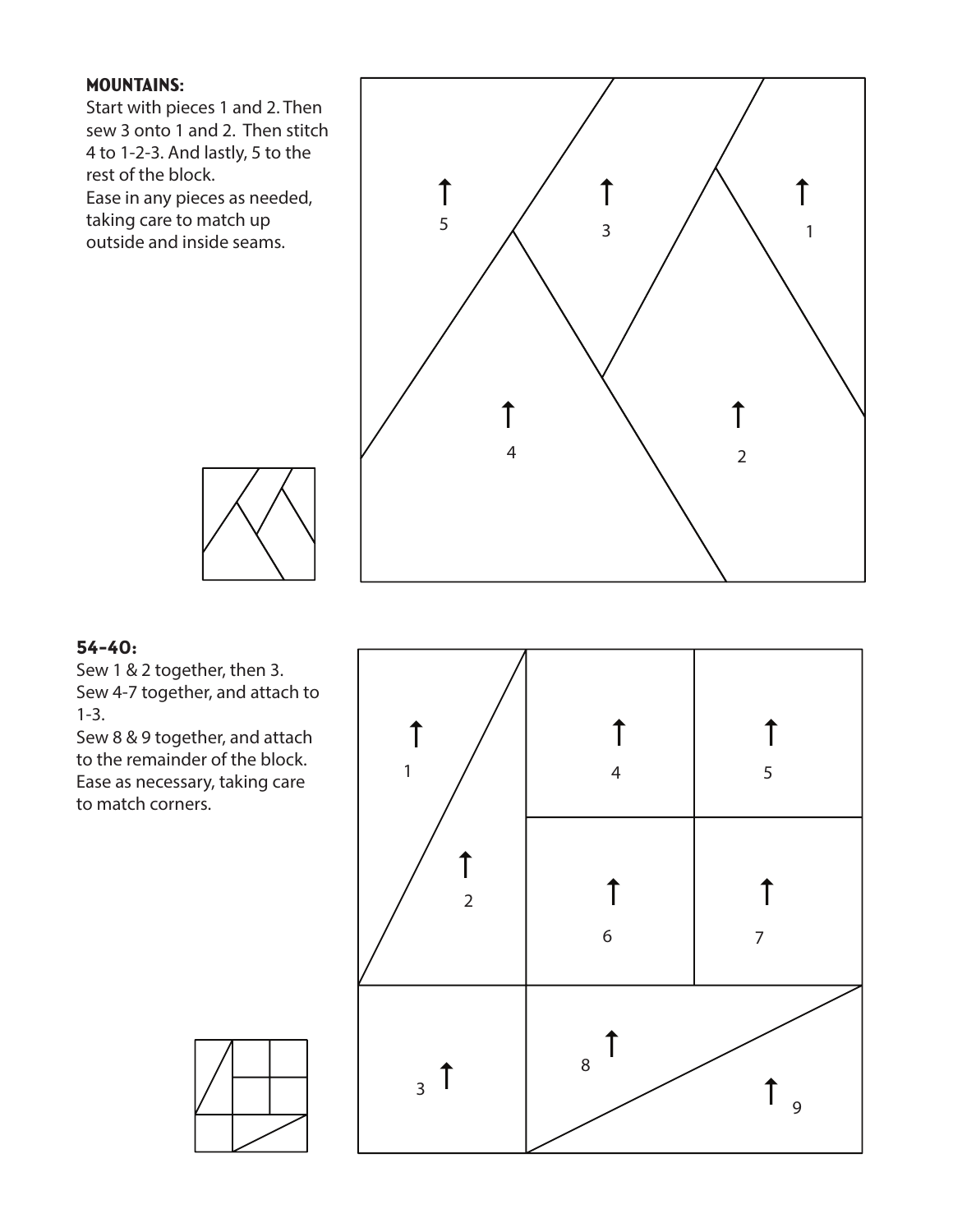**MOUNTAINS:**

Start with pieces 1 and 2. Then sew 3 onto 1 and 2. Then stitch 4 to 1-2-3. And lastly, 5 to the rest of the block.
Ease in any pieces as needed, taking care to match up outside and inside seams.

**54-40:**

Sew 1 & 2 together, then 3.
Sew 4-7 together, and attach to 1-3.
Sew 8 & 9 together, and attach to the remainder of the block.
Ease as necessary, taking care to match corners.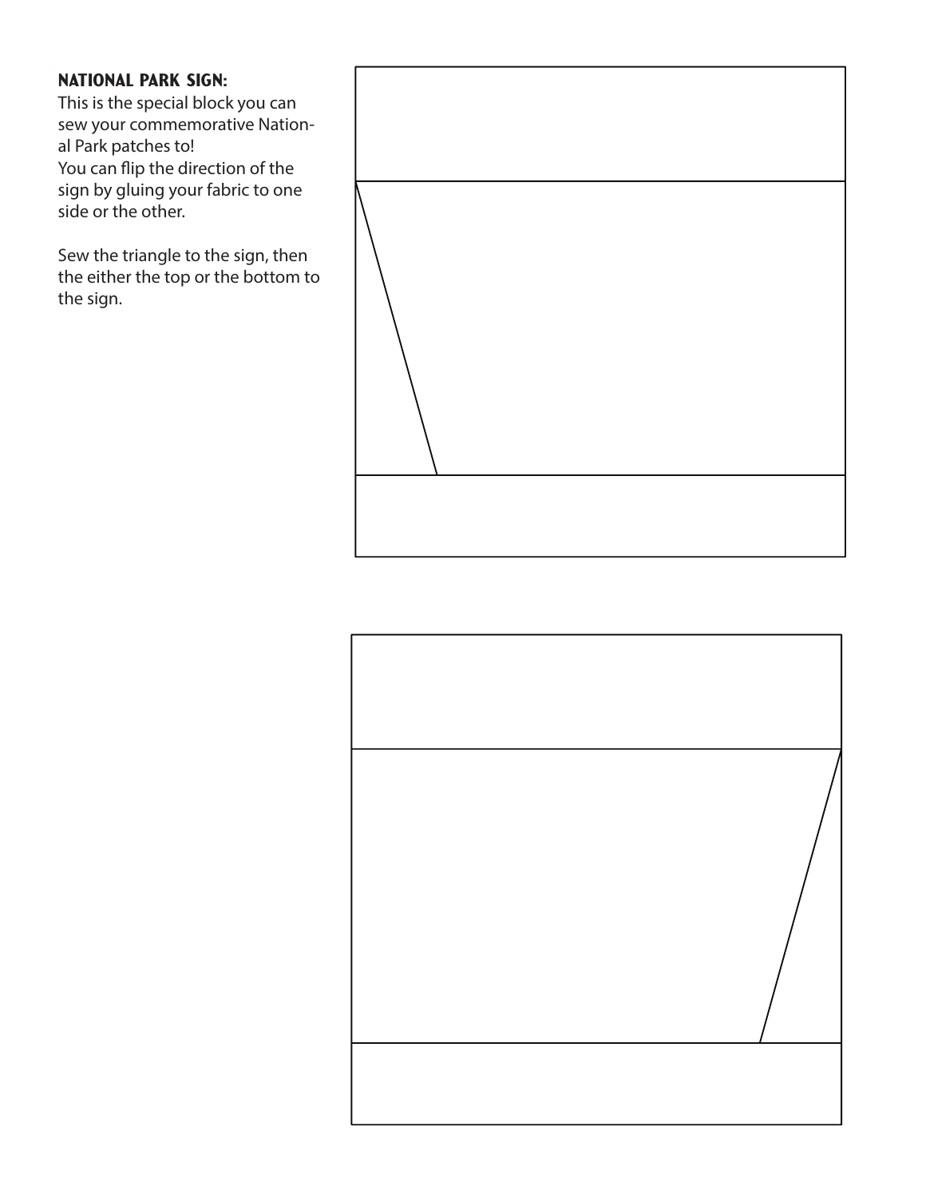**NATIONAL PARK SIGN:**

This is the special block you can sew your commemorative National Park patches to!
You can flip the direction of the sign by gluing your fabric to one side or the other.

Sew the triangle to the sign, then the either the top or the bottom to the sign.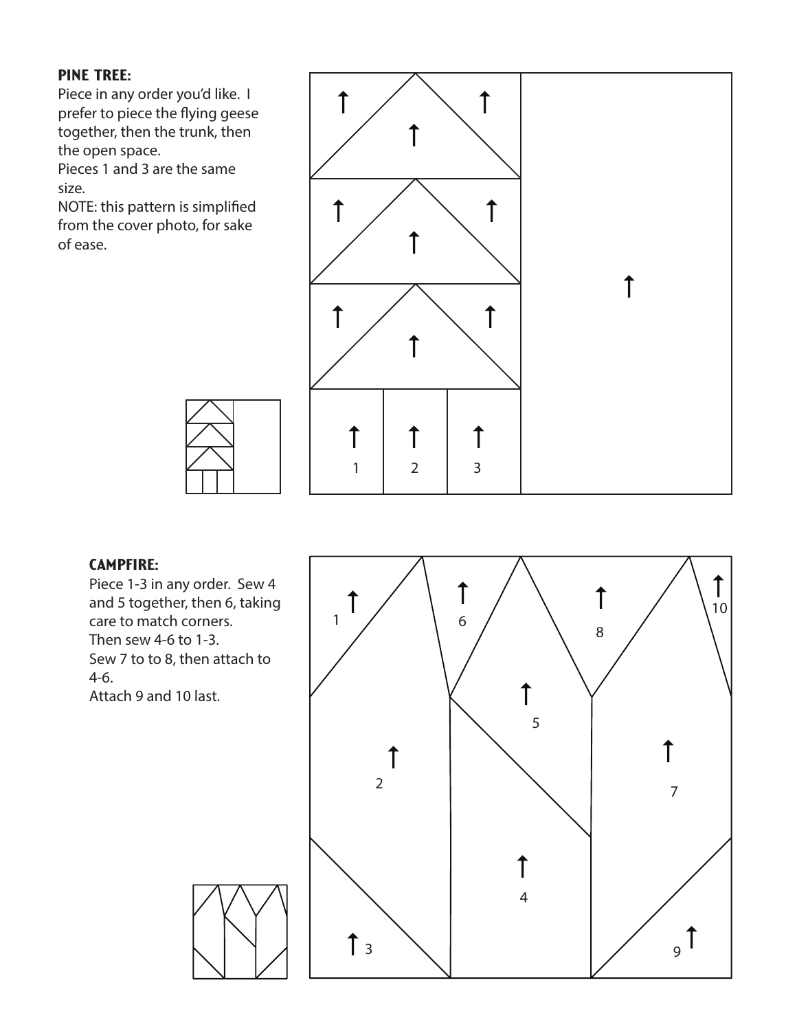## PINE TREE:

Piece in any order you'd like. I prefer to piece the flying geese together, then the trunk, then the open space.
Pieces 1 and 3 are the same size.
NOTE: this pattern is simplified from the cover photo, for sake of ease.

1 2 3

## CAMPFIRE:

Piece 1-3 in any order. Sew 4 and 5 together, then 6, taking care to match corners.
Then sew 4-6 to 1-3.
Sew 7 to to 8, then attach to 4-6.
Attach 9 and 10 last.

1 6 8 10 5 2 7 4 3 9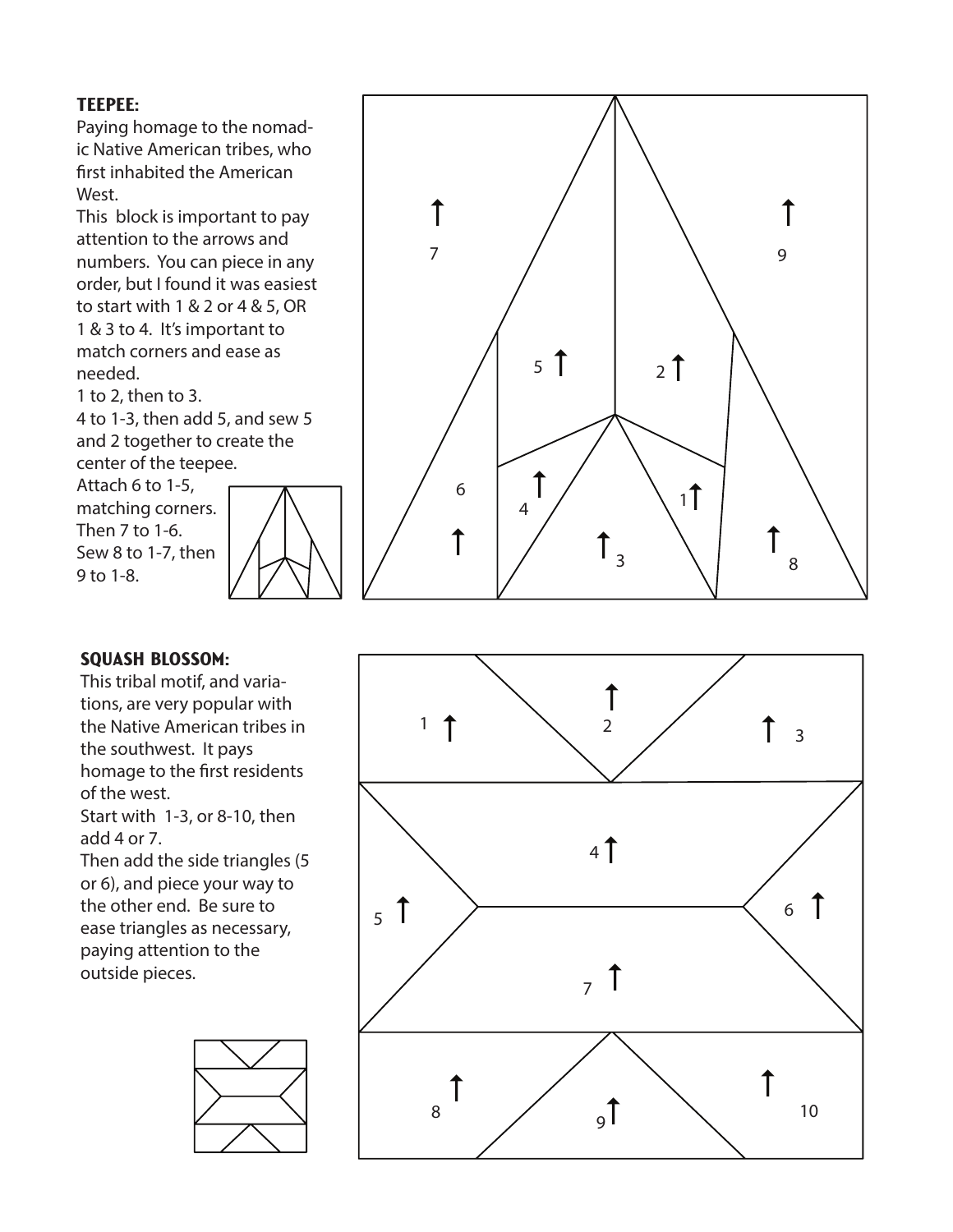### TEEPEE:

Paying homage to the nomadic Native American tribes, who first inhabited the American West.

This block is important to pay attention to the arrows and numbers. You can piece in any order, but I found it was easiest to start with 1 & 2 or 4 & 5, OR 1 & 3 to 4. It's important to match corners and ease as needed.

1 to 2, then to 3.

4 to 1-3, then add 5, and sew 5 and 2 together to create the center of the teepee.

Attach 6 to 1-5, matching corners.

Then 7 to 1-6.

Sew 8 to 1-7, then 9 to 1-8.

### SQUASH BLOSSOM:

This tribal motif, and variations, are very popular with the Native American tribes in the southwest. It pays homage to the first residents of the west.

Start with 1-3, or 8-10, then add 4 or 7.

Then add the side triangles (5 or 6), and piece your way to the other end. Be sure to ease triangles as necessary, paying attention to the outside pieces.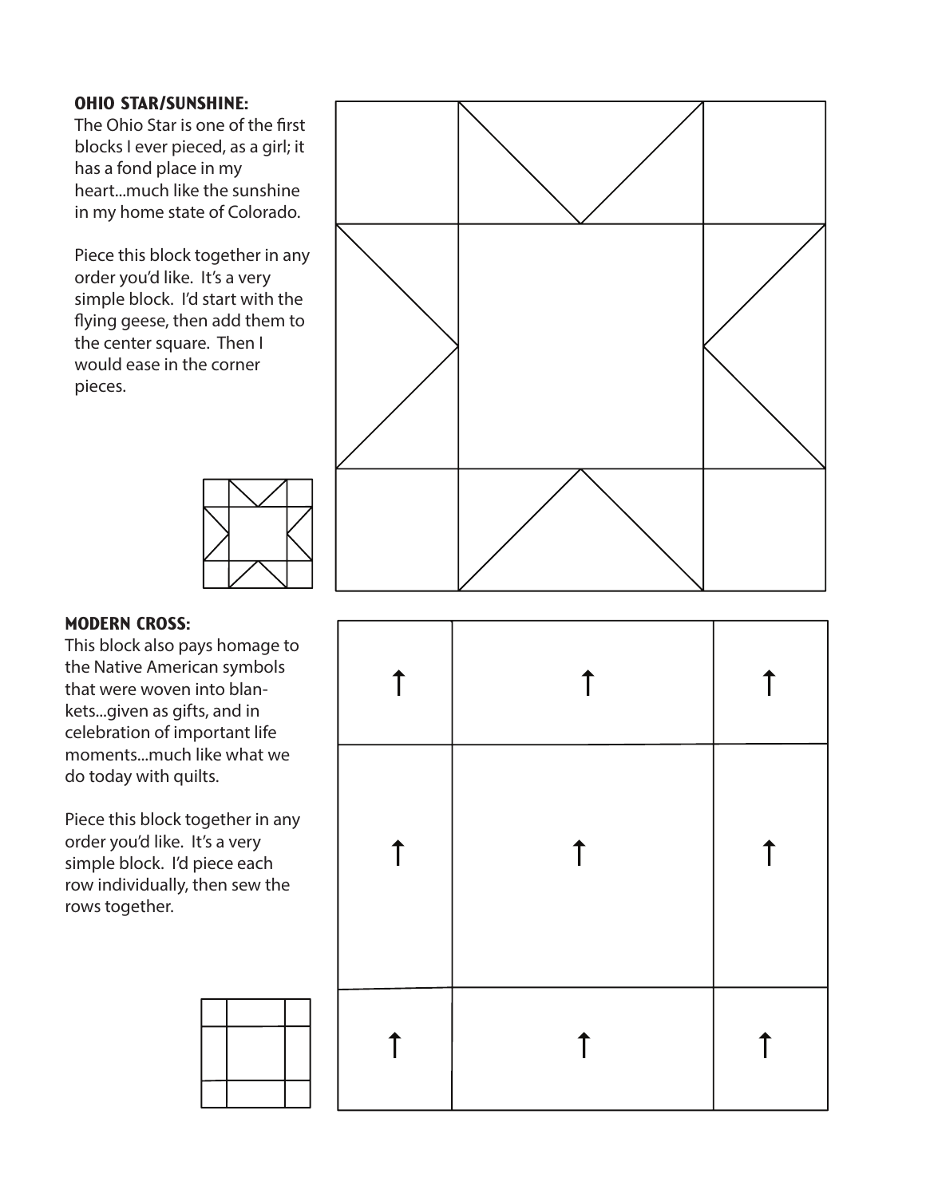## OHIO STAR/SUNSHINE:

The Ohio Star is one of the first blocks I ever pieced, as a girl; it has a fond place in my heart...much like the sunshine in my home state of Colorado.

Piece this block together in any order you'd like. It's a very simple block. I'd start with the flying geese, then add them to the center square. Then I would ease in the corner pieces.

## MODERN CROSS:

This block also pays homage to the Native American symbols that were woven into blankets...given as gifts, and in celebration of important life moments...much like what we do today with quilts.

Piece this block together in any order you'd like. It's a very simple block. I'd piece each row individually, then sew the rows together.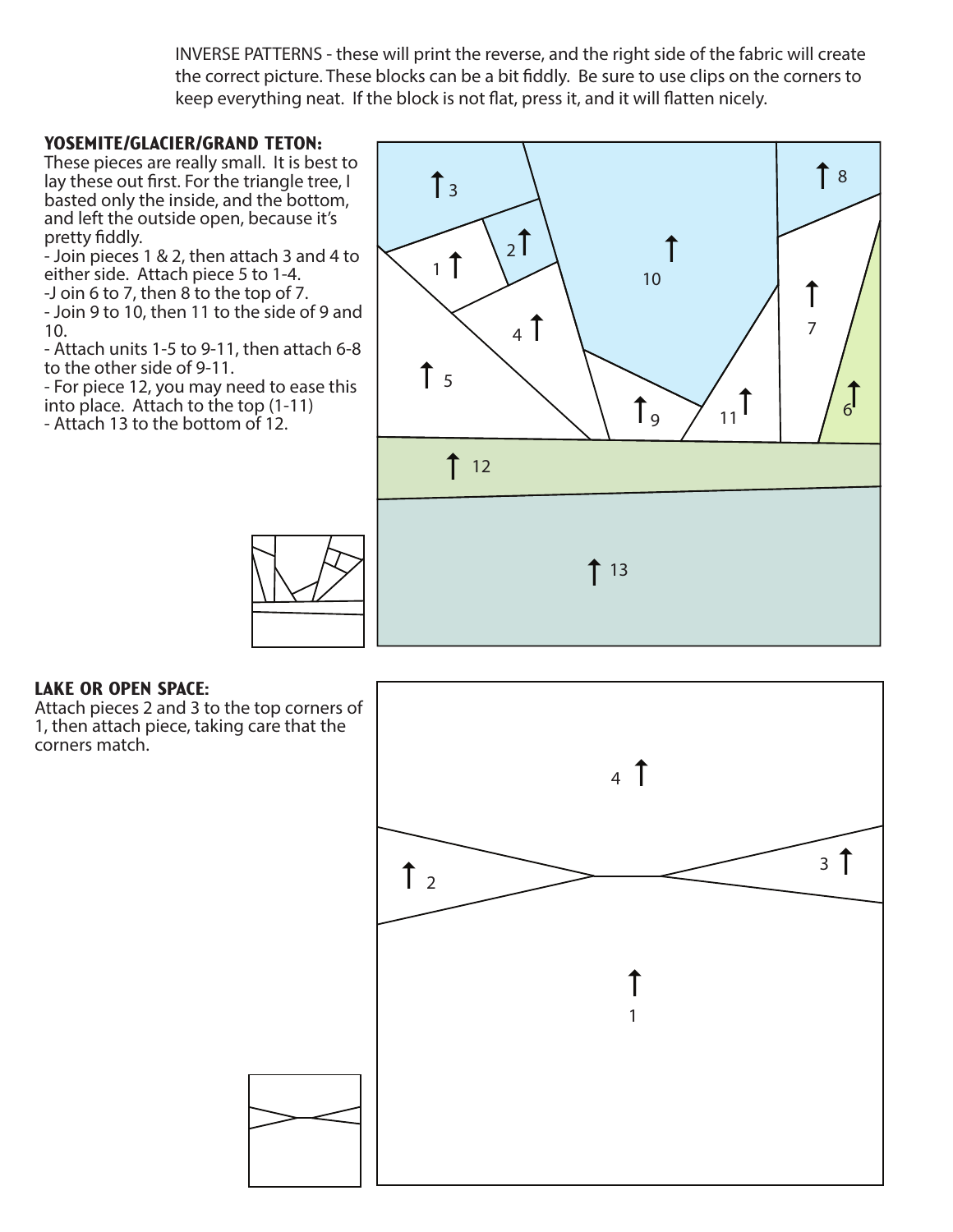INVERSE PATTERNS - these will print the reverse, and the right side of the fabric will create the correct picture. These blocks can be a bit fiddly. Be sure to use clips on the corners to keep everything neat. If the block is not flat, press it, and it will flatten nicely.

### YOSEMITE/GLACIER/GRAND TETON:

These pieces are really small. It is best to lay these out first. For the triangle tree, I basted only the inside, and the bottom, and left the outside open, because it's pretty fiddly.

- Join pieces 1 & 2, then attach 3 and 4 to either side. Attach piece 5 to 1-4.
- J oin 6 to 7, then 8 to the top of 7.
- Join 9 to 10, then 11 to the side of 9 and 10.
- Attach units 1-5 to 9-11, then attach 6-8 to the other side of 9-11.
- For piece 12, you may need to ease this into place. Attach to the top (1-11)
- Attach 13 to the bottom of 12.

3 2 1 10 8 7 4 5 9 11 6 12 13

### LAKE OR OPEN SPACE:

Attach pieces 2 and 3 to the top corners of 1, then attach piece, taking care that the corners match.

4 2 3 1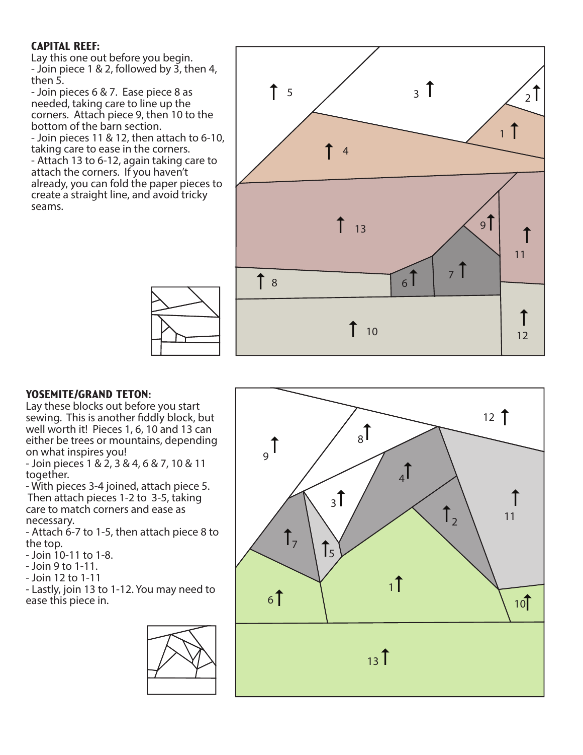### CAPITAL REEF:

Lay this one out before you begin.

- Join piece 1 & 2, followed by 3, then 4, then 5.
- Join pieces 6 & 7. Ease piece 8 as needed, taking care to line up the corners. Attach piece 9, then 10 to the bottom of the barn section.
- Join pieces 11 & 12, then attach to 6-10, taking care to ease in the corners.
- Attach 13 to 6-12, again taking care to attach the corners. If you haven't already, you can fold the paper pieces to create a straight line, and avoid tricky seams.

### YOSEMITE/GRAND TETON:

Lay these blocks out before you start sewing. This is another fiddly block, but well worth it! Pieces 1, 6, 10 and 13 can either be trees or mountains, depending on what inspires you!

- Join pieces 1 & 2, 3 & 4, 6 & 7, 10 & 11 together.
- With pieces 3-4 joined, attach piece 5. Then attach pieces 1-2 to 3-5, taking care to match corners and ease as necessary.
- Attach 6-7 to 1-5, then attach piece 8 to the top.
- Join 10-11 to 1-8.
- Join 9 to 1-11.
- Join 12 to 1-11
- Lastly, join 13 to 1-12. You may need to ease this piece in.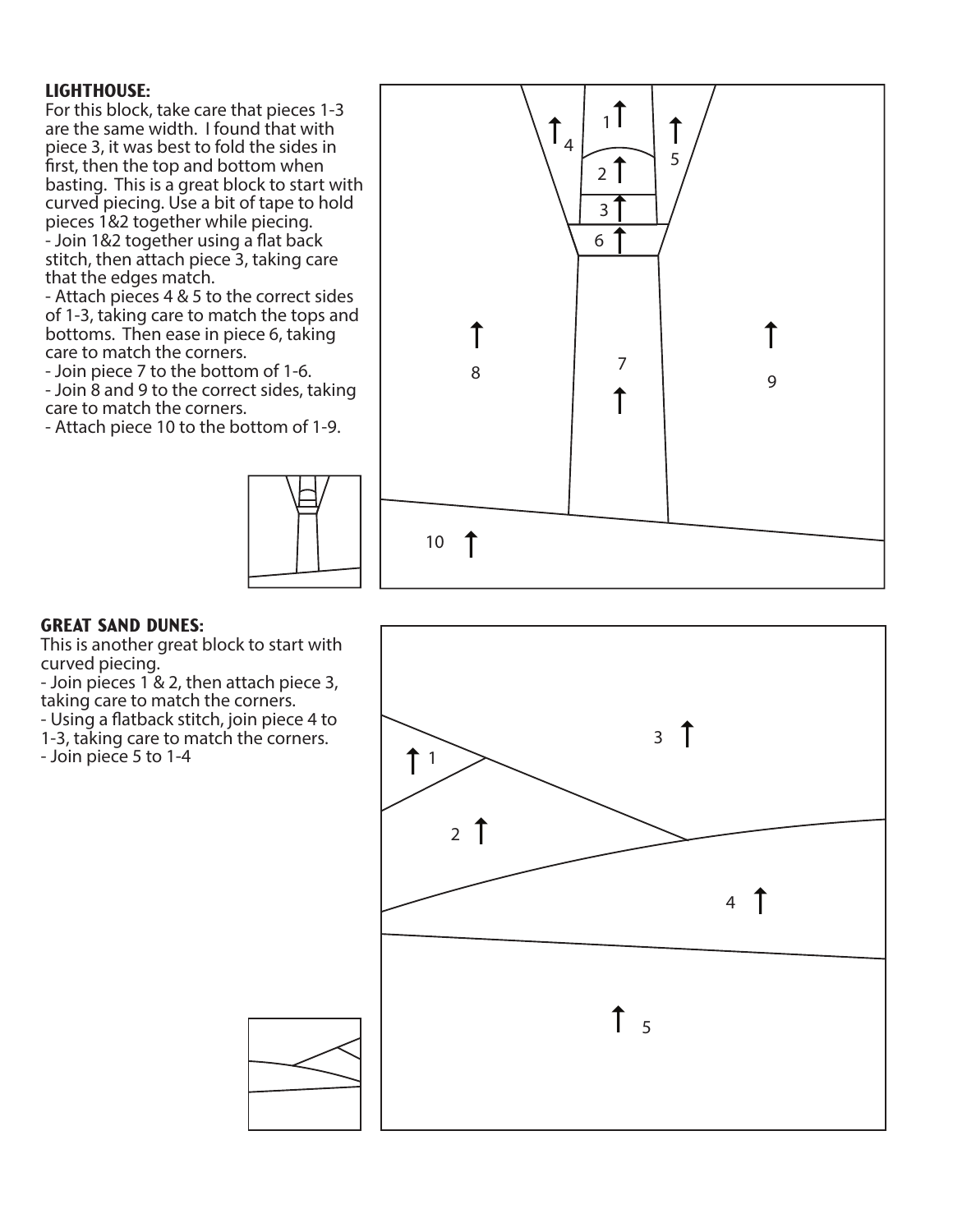## LIGHTHOUSE:

For this block, take care that pieces 1-3 are the same width. I found that with piece 3, it was best to fold the sides in first, then the top and bottom when basting. This is a great block to start with curved piecing. Use a bit of tape to hold pieces 1&2 together while piecing.

- Join 1&2 together using a flat back stitch, then attach piece 3, taking care that the edges match.
- Attach pieces 4 & 5 to the correct sides of 1-3, taking care to match the tops and bottoms. Then ease in piece 6, taking care to match the corners.
- Join piece 7 to the bottom of 1-6.
- Join 8 and 9 to the correct sides, taking care to match the corners.
- Attach piece 10 to the bottom of 1-9.

## GREAT SAND DUNES:

This is another great block to start with curved piecing.

- Join pieces 1 & 2, then attach piece 3, taking care to match the corners.
- Using a flatback stitch, join piece 4 to 1-3, taking care to match the corners.
- Join piece 5 to 1-4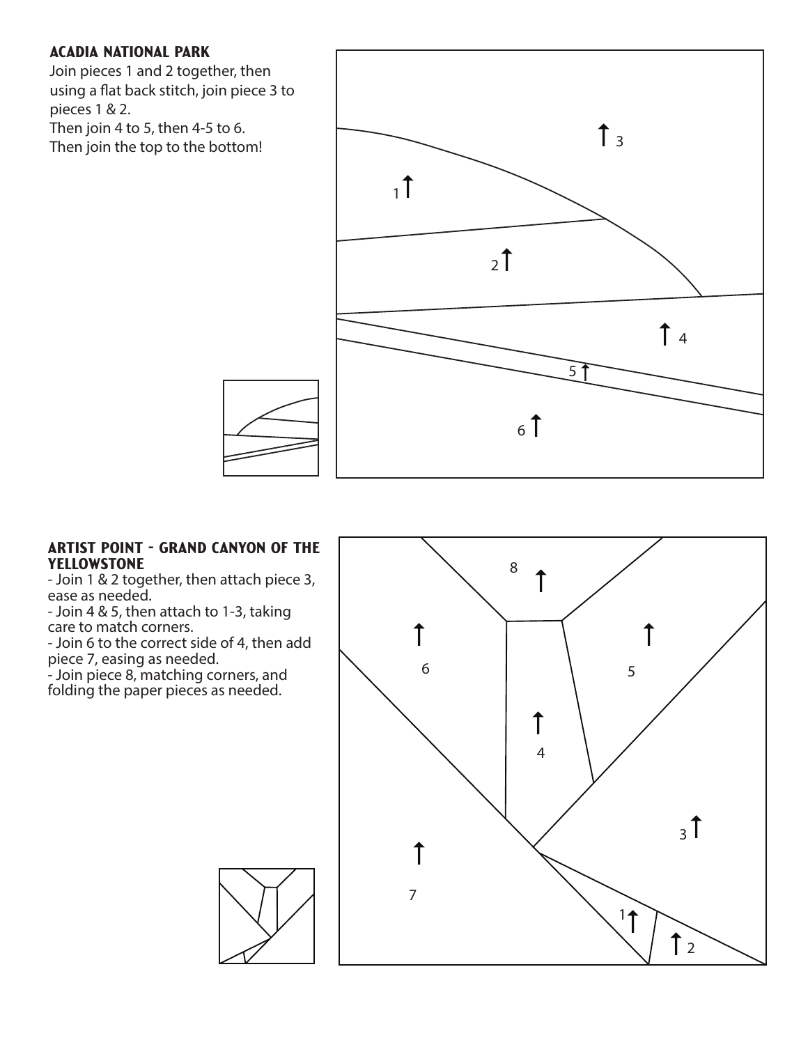## ACADIA NATIONAL PARK

Join pieces 1 and 2 together, then using a flat back stitch, join piece 3 to pieces 1 & 2.
Then join 4 to 5, then 4-5 to 6.
Then join the top to the bottom!

## ARTIST POINT - GRAND CANYON OF THE YELLOWSTONE

- Join 1 & 2 together, then attach piece 3, ease as needed.
- Join 4 & 5, then attach to 1-3, taking care to match corners.
- Join 6 to the correct side of 4, then add piece 7, easing as needed.
- Join piece 8, matching corners, and folding the paper pieces as needed.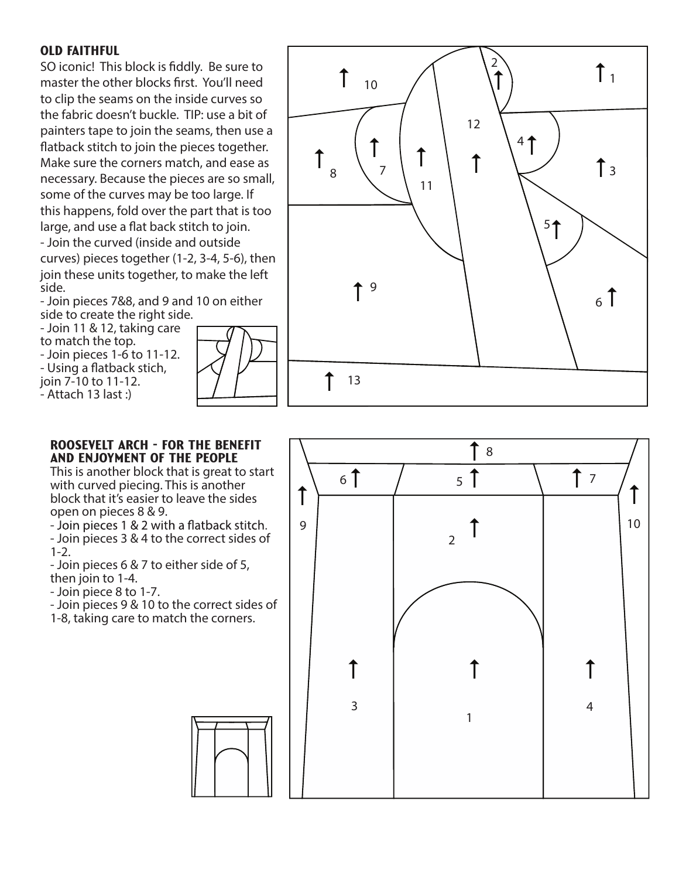## OLD FAITHFUL

SO iconic! This block is fiddly. Be sure to master the other blocks first. You'll need to clip the seams on the inside curves so the fabric doesn't buckle. TIP: use a bit of painters tape to join the seams, then use a flatback stitch to join the pieces together. Make sure the corners match, and ease as necessary. Because the pieces are so small, some of the curves may be too large. If this happens, fold over the part that is too large, and use a flat back stitch to join.

- Join the curved (inside and outside curves) pieces together (1-2, 3-4, 5-6), then join these units together, to make the left side.
- Join pieces 7&8, and 9 and 10 on either side to create the right side.
- Join 11 & 12, taking care to match the top.
- Join pieces 1-6 to 11-12.
- Using a flatback stich, join 7-10 to 11-12.
- Attach 13 last :)

## ROOSEVELT ARCH - FOR THE BENEFIT AND ENJOYMENT OF THE PEOPLE

This is another block that is great to start with curved piecing. This is another block that it's easier to leave the sides open on pieces 8 & 9.

- Join pieces 1 & 2 with a flatback stitch.
- Join pieces 3 & 4 to the correct sides of 1-2.
- Join pieces 6 & 7 to either side of 5, then join to 1-4.
- Join piece 8 to 1-7.
- Join pieces 9 & 10 to the correct sides of 1-8, taking care to match the corners.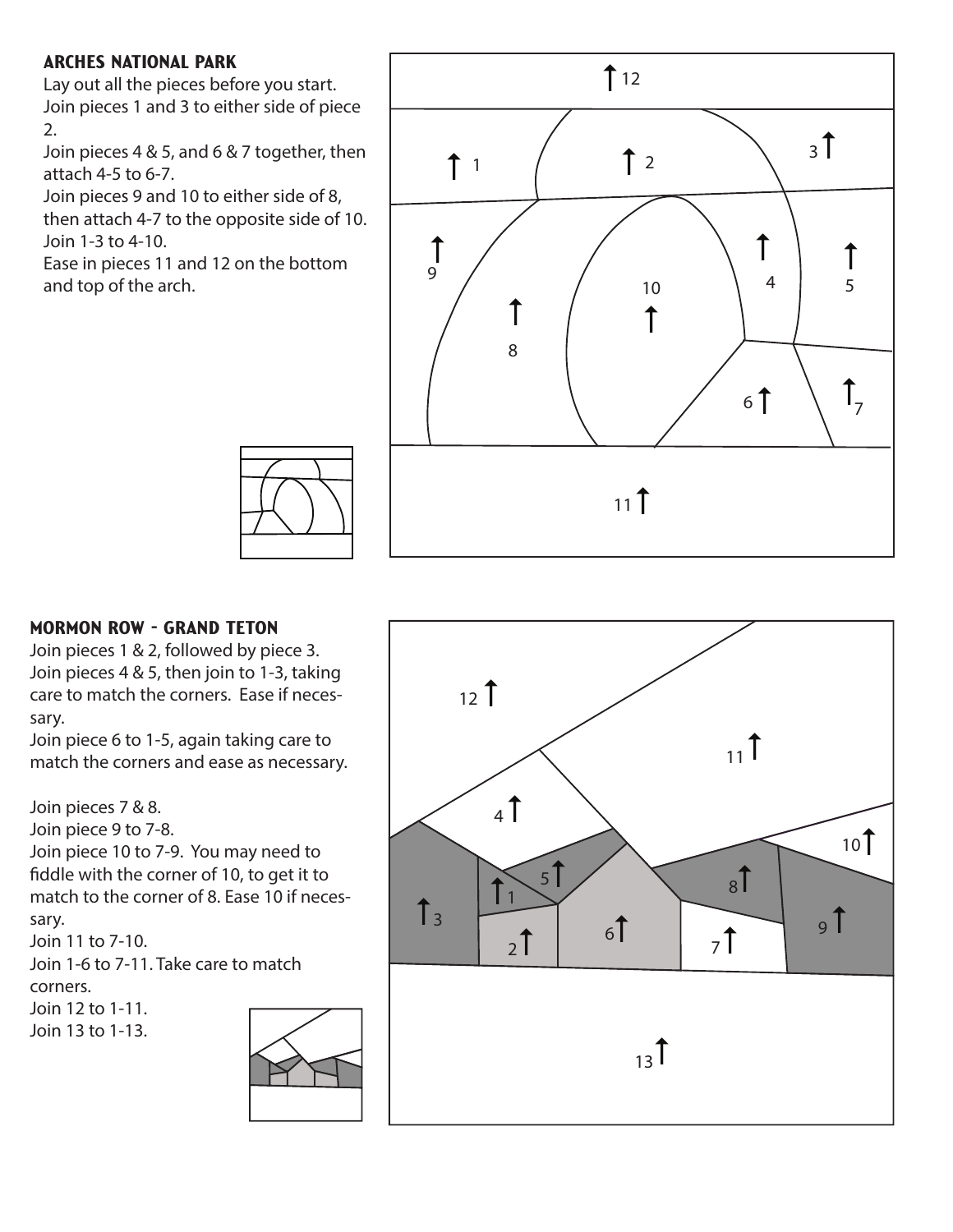## ARCHES NATIONAL PARK

Lay out all the pieces before you start.
Join pieces 1 and 3 to either side of piece 2.
Join pieces 4 & 5, and 6 & 7 together, then attach 4-5 to 6-7.
Join pieces 9 and 10 to either side of 8, then attach 4-7 to the opposite side of 10.
Join 1-3 to 4-10.
Ease in pieces 11 and 12 on the bottom and top of the arch.

## MORMON ROW - GRAND TETON

Join pieces 1 & 2, followed by piece 3.
Join pieces 4 & 5, then join to 1-3, taking care to match the corners. Ease if necessary.
Join piece 6 to 1-5, again taking care to match the corners and ease as necessary.

Join pieces 7 & 8.
Join piece 9 to 7-8.
Join piece 10 to 7-9. You may need to fiddle with the corner of 10, to get it to match to the corner of 8. Ease 10 if necessary.
Join 11 to 7-10.
Join 1-6 to 7-11. Take care to match corners.
Join 12 to 1-11.
Join 13 to 1-13.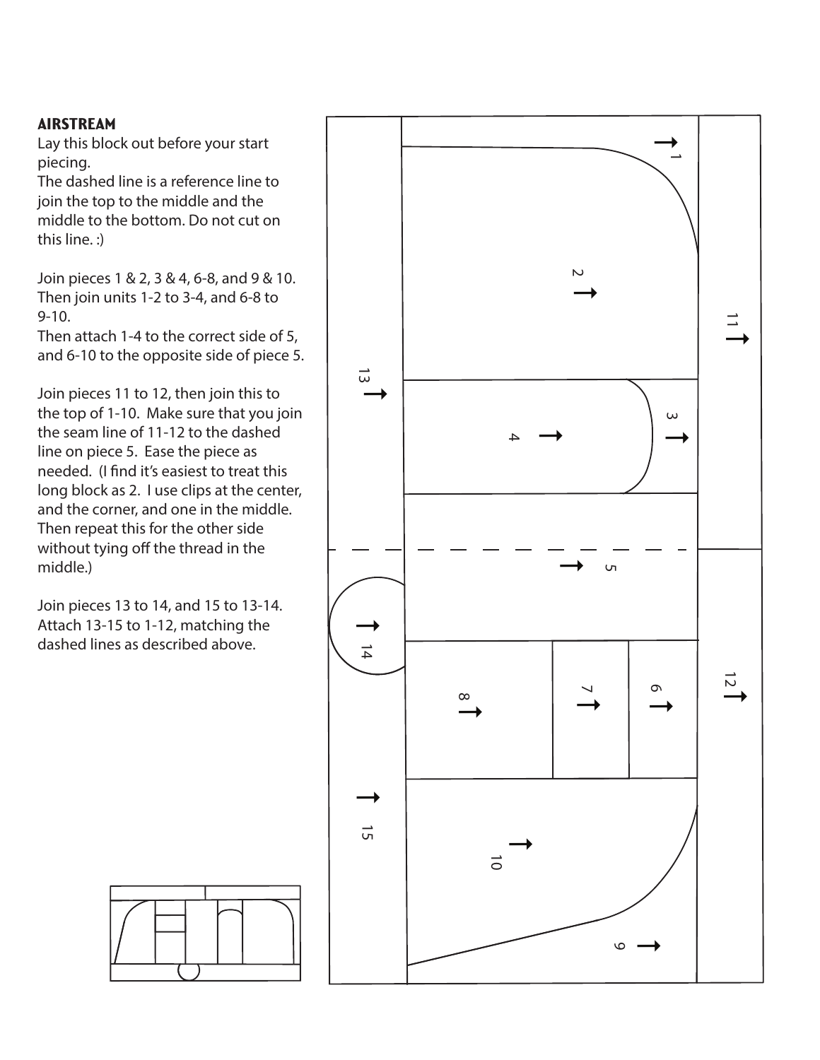## AIRSTREAM

Lay this block out before your start piecing.

The dashed line is a reference line to join the top to the middle and the middle to the bottom. Do not cut on this line. :)

Join pieces 1 & 2, 3 & 4, 6-8, and 9 & 10. Then join units 1-2 to 3-4, and 6-8 to 9-10.

Then attach 1-4 to the correct side of 5, and 6-10 to the opposite side of piece 5.

Join pieces 11 to 12, then join this to the top of 1-10. Make sure that you join the seam line of 11-12 to the dashed line on piece 5. Ease the piece as needed. (I find it's easiest to treat this long block as 2. I use clips at the center, and the corner, and one in the middle. Then repeat this for the other side without tying off the thread in the middle.)

Join pieces 13 to 14, and 15 to 13-14. Attach 13-15 to 1-12, matching the dashed lines as described above.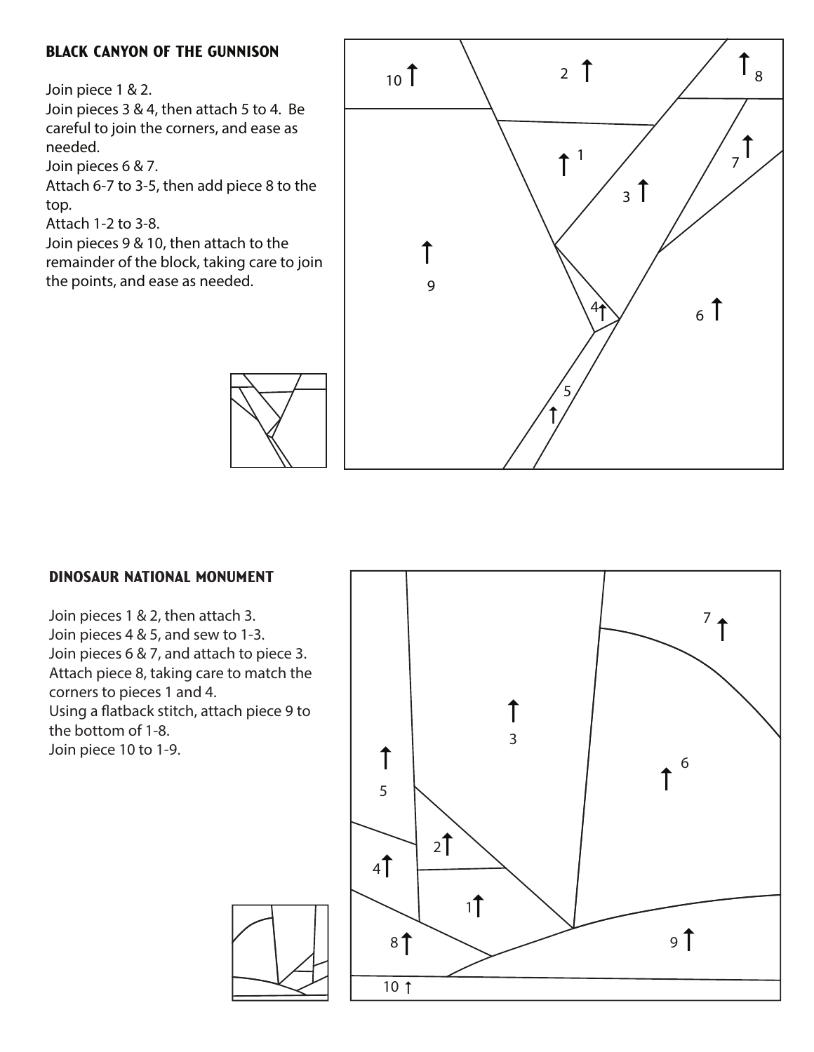## BLACK CANYON OF THE GUNNISON

Join piece 1 & 2.
Join pieces 3 & 4, then attach 5 to 4. Be careful to join the corners, and ease as needed.
Join pieces 6 & 7.
Attach 6-7 to 3-5, then add piece 8 to the top.
Attach 1-2 to 3-8.
Join pieces 9 & 10, then attach to the remainder of the block, taking care to join the points, and ease as needed.

## DINOSAUR NATIONAL MONUMENT

Join pieces 1 & 2, then attach 3.
Join pieces 4 & 5, and sew to 1-3.
Join pieces 6 & 7, and attach to piece 3.
Attach piece 8, taking care to match the corners to pieces 1 and 4.
Using a flatback stitch, attach piece 9 to the bottom of 1-8.
Join piece 10 to 1-9.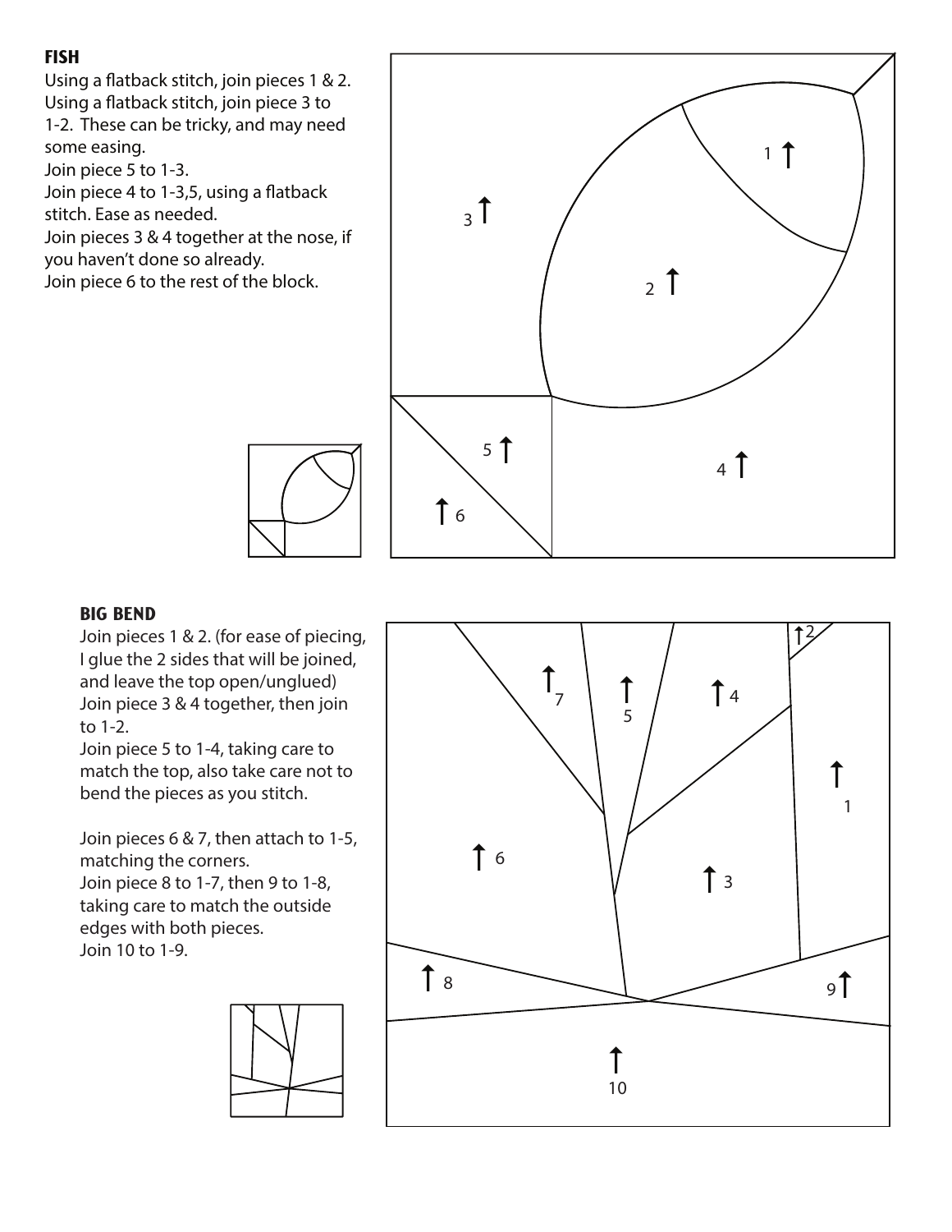## FISH

Using a flatback stitch, join pieces 1 & 2.
Using a flatback stitch, join piece 3 to 1-2. These can be tricky, and may need some easing.
Join piece 5 to 1-3.
Join piece 4 to 1-3,5, using a flatback stitch. Ease as needed.
Join pieces 3 & 4 together at the nose, if you haven't done so already.
Join piece 6 to the rest of the block.

## BIG BEND

Join pieces 1 & 2. (for ease of piecing, I glue the 2 sides that will be joined, and leave the top open/unglued)
Join piece 3 & 4 together, then join to 1-2.
Join piece 5 to 1-4, taking care to match the top, also take care not to bend the pieces as you stitch.

Join pieces 6 & 7, then attach to 1-5, matching the corners.
Join piece 8 to 1-7, then 9 to 1-8, taking care to match the outside edges with both pieces.
Join 10 to 1-9.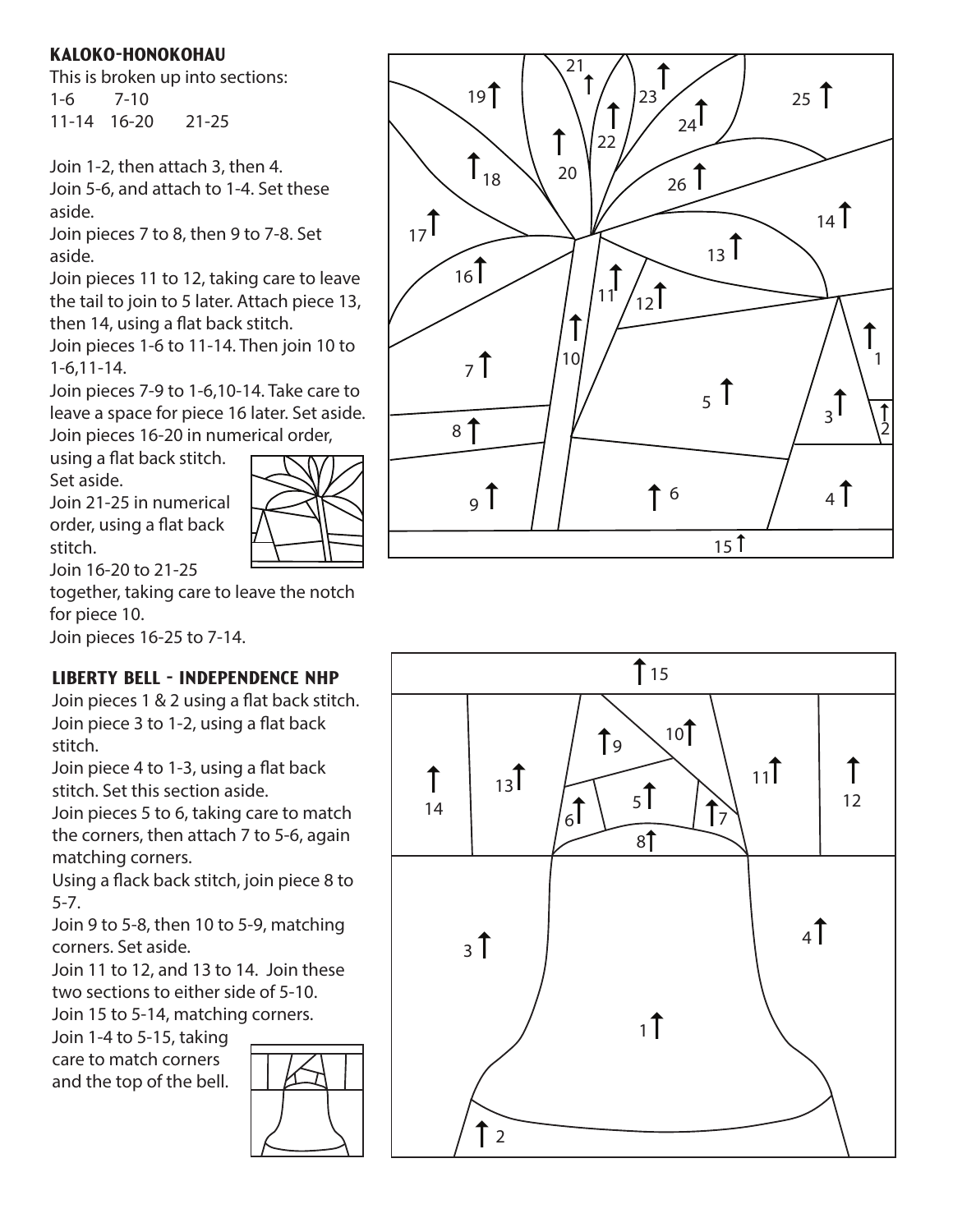## KALOKO-HONOKOHAU

This is broken up into sections:

1-6 7-10

11-14 16-20 21-25

Join 1-2, then attach 3, then 4.

Join 5-6, and attach to 1-4. Set these aside.

Join pieces 7 to 8, then 9 to 7-8. Set aside.

Join pieces 11 to 12, taking care to leave the tail to join to 5 later. Attach piece 13, then 14, using a flat back stitch.

Join pieces 1-6 to 11-14. Then join 10 to 1-6,11-14.

Join pieces 7-9 to 1-6,10-14. Take care to leave a space for piece 16 later. Set aside.

Join pieces 16-20 in numerical order, using a flat back stitch. Set aside.

Join 21-25 in numerical order, using a flat back stitch.

Join 16-20 to 21-25 together, taking care to leave the notch for piece 10.

Join pieces 16-25 to 7-14.

## LIBERTY BELL - INDEPENDENCE NHP

Join pieces 1 & 2 using a flat back stitch.

Join piece 3 to 1-2, using a flat back stitch.

Join piece 4 to 1-3, using a flat back stitch. Set this section aside.

Join pieces 5 to 6, taking care to match the corners, then attach 7 to 5-6, again matching corners.

Using a flack back stitch, join piece 8 to 5-7.

Join 9 to 5-8, then 10 to 5-9, matching corners. Set aside.

Join 11 to 12, and 13 to 14. Join these two sections to either side of 5-10.

Join 15 to 5-14, matching corners.

Join 1-4 to 5-15, taking care to match corners and the top of the bell.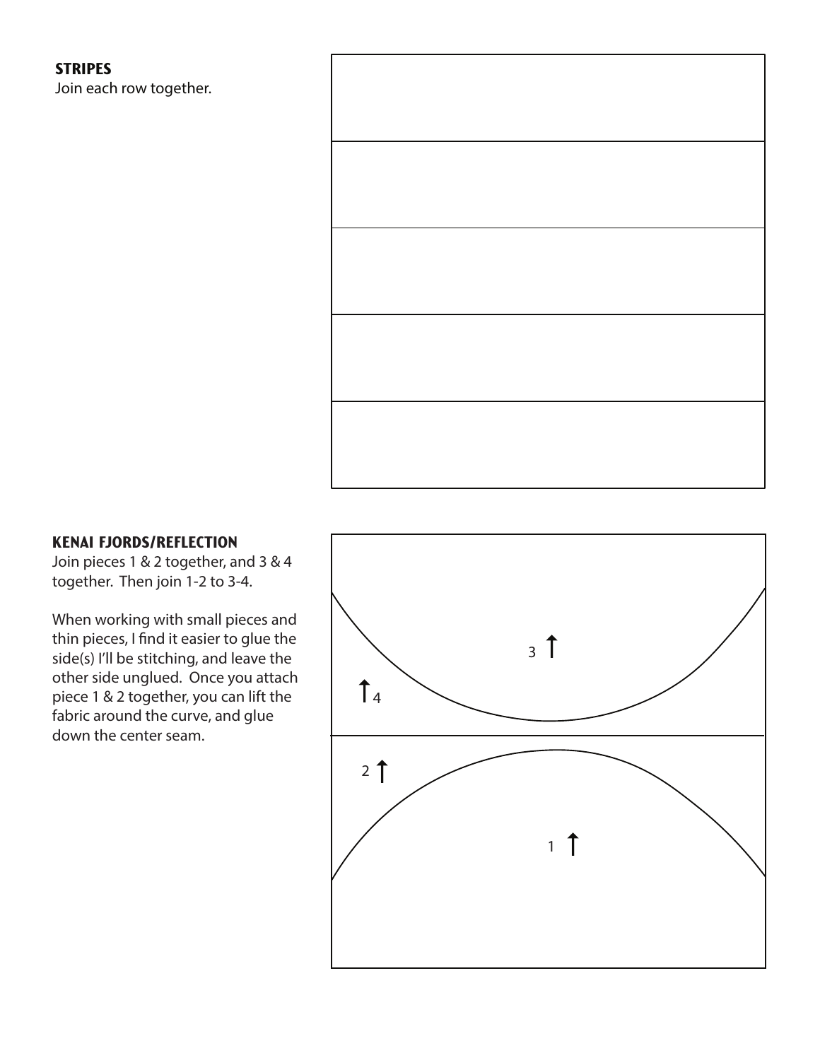## STRIPES

Join each row together.

## KENAI FJORDS/REFLECTION

Join pieces 1 & 2 together, and 3 & 4 together. Then join 1-2 to 3-4.

When working with small pieces and thin pieces, I find it easier to glue the side(s) I'll be stitching, and leave the other side unglued. Once you attach piece 1 & 2 together, you can lift the fabric around the curve, and glue down the center seam.

3 ↑

↑4

2 ↑

1 ↑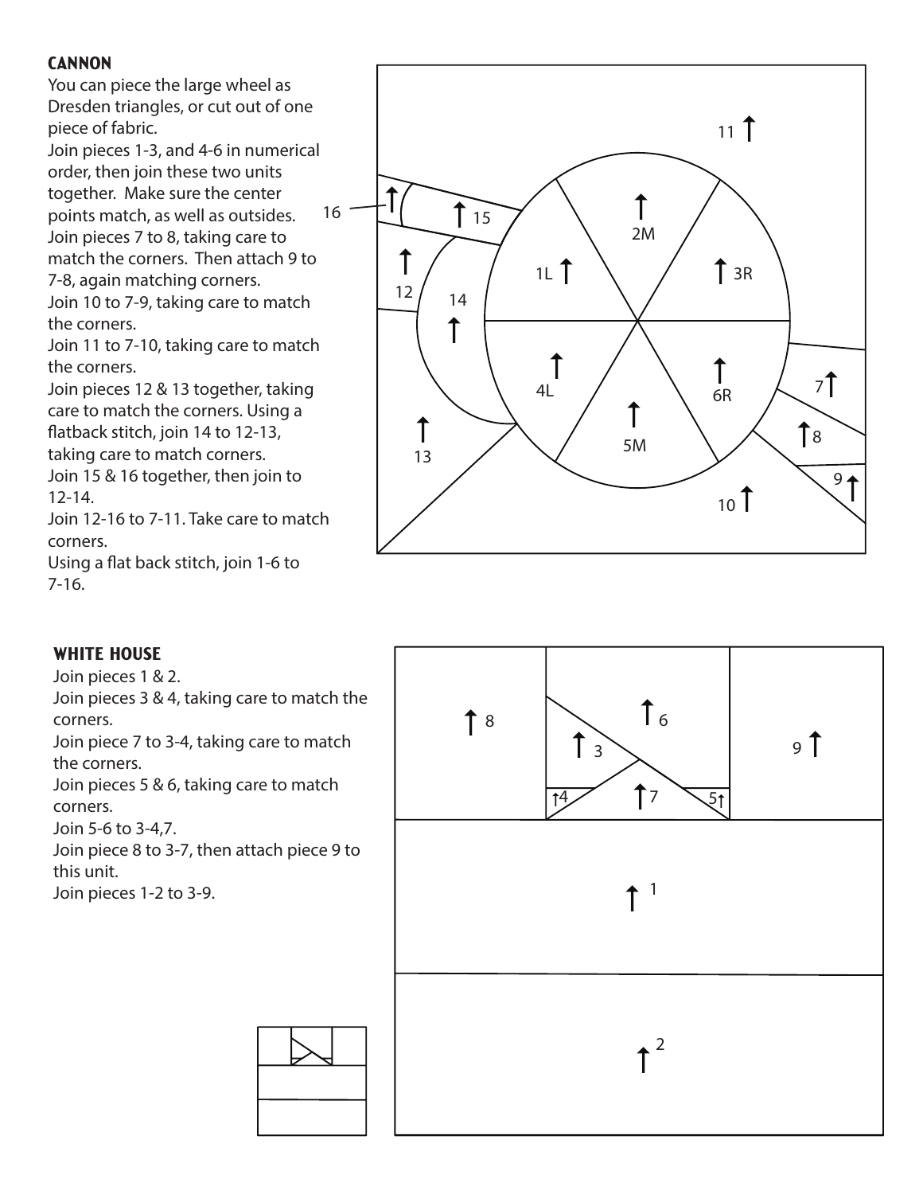## CANNON

You can piece the large wheel as Dresden triangles, or cut out of one piece of fabric.
Join pieces 1-3, and 4-6 in numerical order, then join these two units together. Make sure the center points match, as well as outsides.
Join pieces 7 to 8, taking care to match the corners. Then attach 9 to 7-8, again matching corners.
Join 10 to 7-9, taking care to match the corners.
Join 11 to 7-10, taking care to match the corners.
Join pieces 12 & 13 together, taking care to match the corners. Using a flatback stitch, join 14 to 12-13, taking care to match corners.
Join 15 & 16 together, then join to 12-14.
Join 12-16 to 7-11. Take care to match corners.
Using a flat back stitch, join 1-6 to 7-16.

## WHITE HOUSE

Join pieces 1 & 2.
Join pieces 3 & 4, taking care to match the corners.
Join piece 7 to 3-4, taking care to match the corners.
Join pieces 5 & 6, taking care to match corners.
Join 5-6 to 3-4,7.
Join piece 8 to 3-7, then attach piece 9 to this unit.
Join pieces 1-2 to 3-9.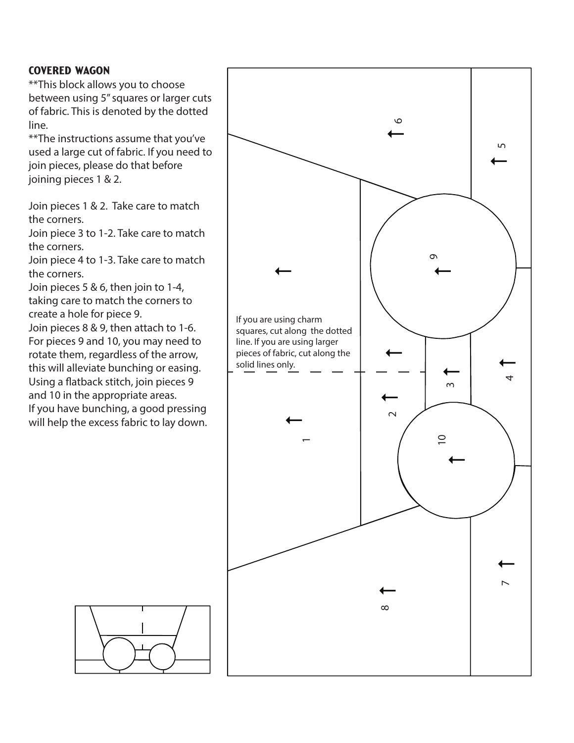## COVERED WAGON

**This block allows you to choose between using 5" squares or larger cuts of fabric. This is denoted by the dotted line.

**The instructions assume that you've used a large cut of fabric. If you need to join pieces, please do that before joining pieces 1 & 2.

Join pieces 1 & 2. Take care to match the corners.

Join piece 3 to 1-2. Take care to match the corners.

Join piece 4 to 1-3. Take care to match the corners.

Join pieces 5 & 6, then join to 1-4, taking care to match the corners to create a hole for piece 9.

Join pieces 8 & 9, then attach to 1-6.

For pieces 9 and 10, you may need to rotate them, regardless of the arrow, this will alleviate bunching or easing.

Using a flatback stitch, join pieces 9 and 10 in the appropriate areas.

If you have bunching, a good pressing will help the excess fabric to lay down.

If you are using charm squares, cut along the dotted line. If you are using larger pieces of fabric, cut along the solid lines only.

1

2

3

4

5

6

7

8

9

10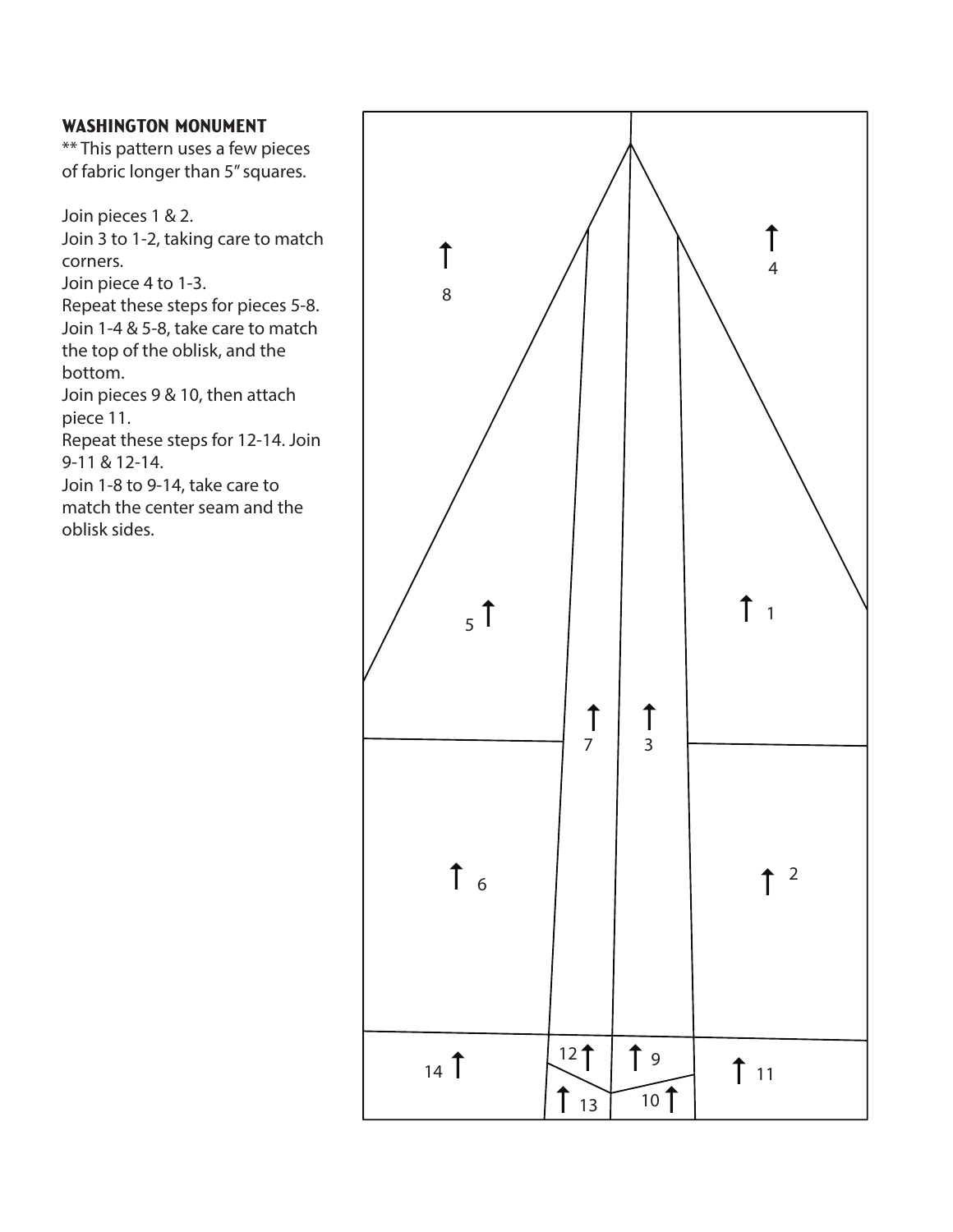### WASHINGTON MONUMENT

** This pattern uses a few pieces of fabric longer than 5" squares.

Join pieces 1 & 2.
Join 3 to 1-2, taking care to match corners.
Join piece 4 to 1-3.
Repeat these steps for pieces 5-8.
Join 1-4 & 5-8, take care to match the top of the oblisk, and the bottom.
Join pieces 9 & 10, then attach piece 11.
Repeat these steps for 12-14. Join 9-11 & 12-14.
Join 1-8 to 9-14, take care to match the center seam and the oblisk sides.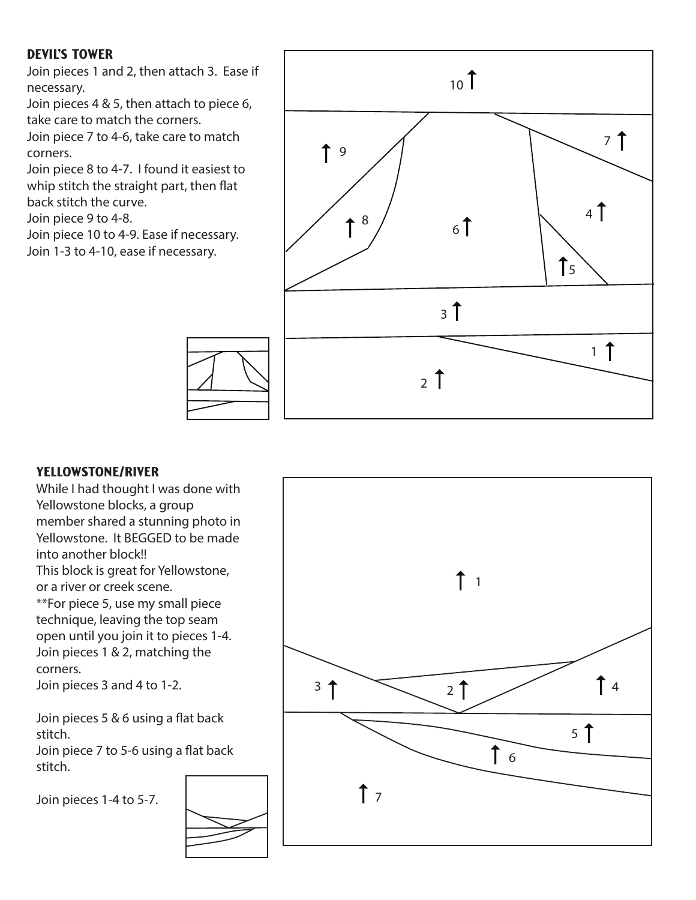## DEVIL'S TOWER

Join pieces 1 and 2, then attach 3. Ease if necessary.
Join pieces 4 & 5, then attach to piece 6, take care to match the corners.
Join piece 7 to 4-6, take care to match corners.
Join piece 8 to 4-7. I found it easiest to whip stitch the straight part, then flat back stitch the curve.
Join piece 9 to 4-8.
Join piece 10 to 4-9. Ease if necessary.
Join 1-3 to 4-10, ease if necessary.

## YELLOWSTONE/RIVER

While I had thought I was done with Yellowstone blocks, a group member shared a stunning photo in Yellowstone. It BEGGED to be made into another block!!
This block is great for Yellowstone, or a river or creek scene.
**For piece 5, use my small piece technique, leaving the top seam open until you join it to pieces 1-4.
Join pieces 1 & 2, matching the corners.
Join pieces 3 and 4 to 1-2.

Join pieces 5 & 6 using a flat back stitch.
Join piece 7 to 5-6 using a flat back stitch.

Join pieces 1-4 to 5-7.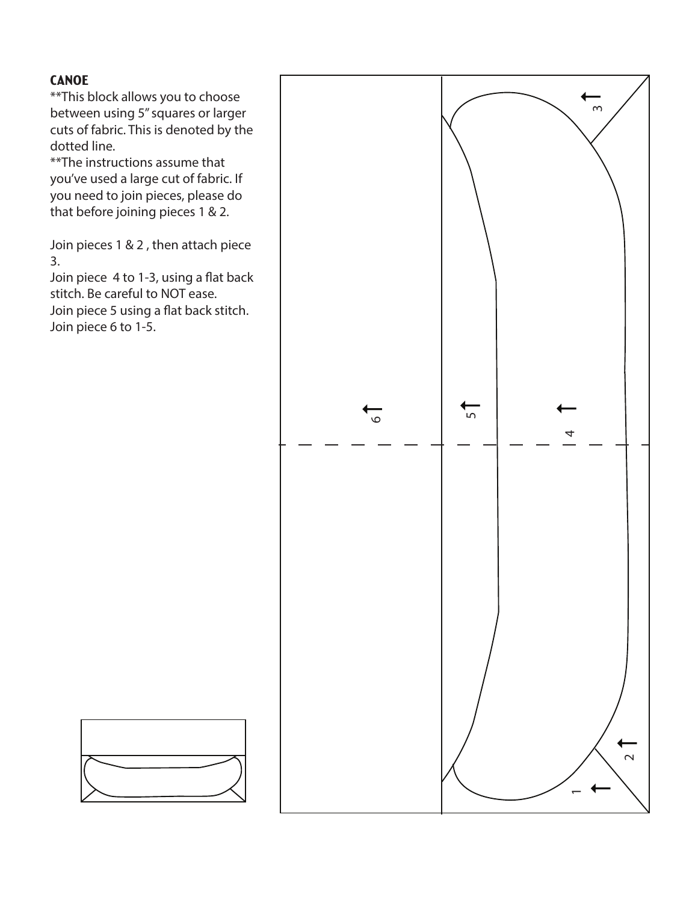# CANOE

**This block allows you to choose between using 5" squares or larger cuts of fabric. This is denoted by the dotted line.

**The instructions assume that you've used a large cut of fabric. If you need to join pieces, please do that before joining pieces 1 & 2.

Join pieces 1 & 2 , then attach piece 3.

Join piece 4 to 1-3, using a flat back stitch. Be careful to NOT ease.

Join piece 5 using a flat back stitch.

Join piece 6 to 1-5.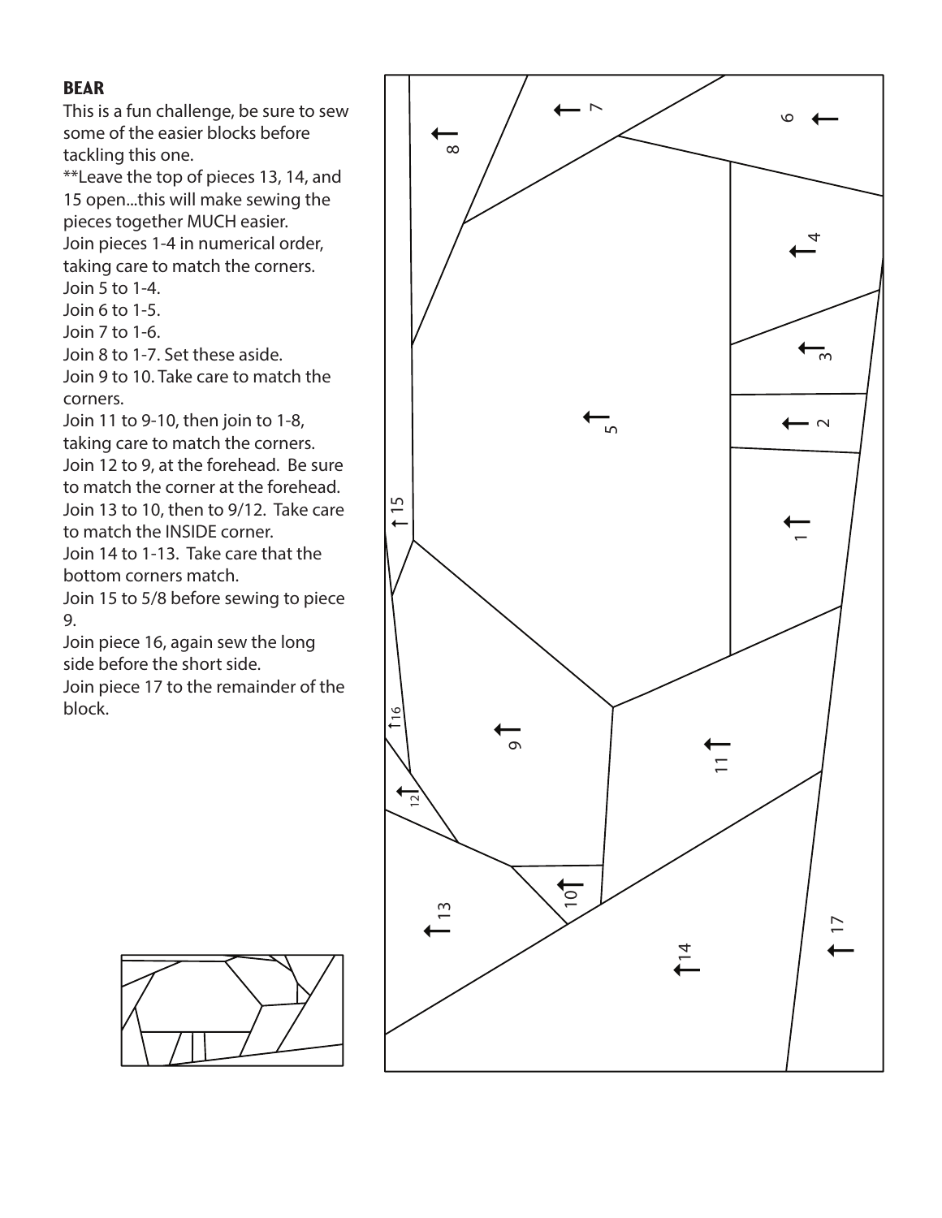## BEAR

This is a fun challenge, be sure to sew some of the easier blocks before tackling this one.

**Leave the top of pieces 13, 14, and 15 open...this will make sewing the pieces together MUCH easier.

Join pieces 1-4 in numerical order, taking care to match the corners.

Join 5 to 1-4.

Join 6 to 1-5.

Join 7 to 1-6.

Join 8 to 1-7. Set these aside.

Join 9 to 10. Take care to match the corners.

Join 11 to 9-10, then join to 1-8, taking care to match the corners.

Join 12 to 9, at the forehead. Be sure to match the corner at the forehead.

Join 13 to 10, then to 9/12. Take care to match the INSIDE corner.

Join 14 to 1-13. Take care that the bottom corners match.

Join 15 to 5/8 before sewing to piece 9.

Join piece 16, again sew the long side before the short side.

Join piece 17 to the remainder of the block.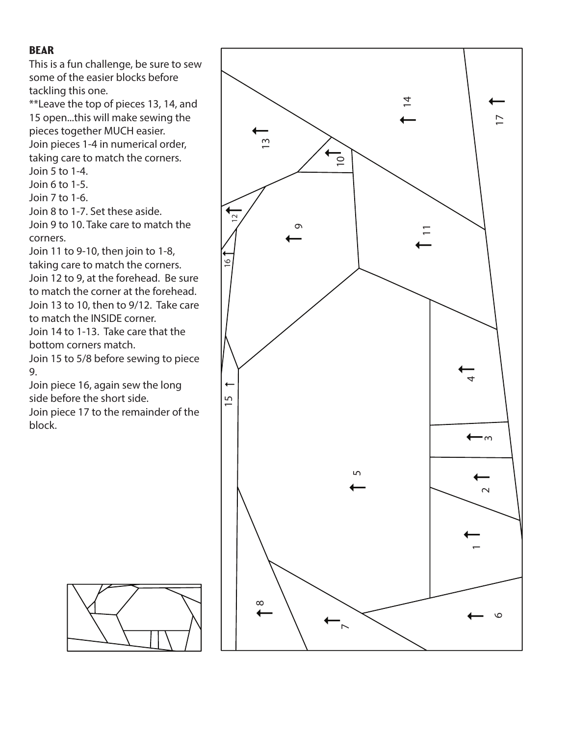## BEAR

This is a fun challenge, be sure to sew some of the easier blocks before tackling this one.

**Leave the top of pieces 13, 14, and 15 open...this will make sewing the pieces together MUCH easier.

Join pieces 1-4 in numerical order, taking care to match the corners.

Join 5 to 1-4.

Join 6 to 1-5.

Join 7 to 1-6.

Join 8 to 1-7. Set these aside.

Join 9 to 10. Take care to match the corners.

Join 11 to 9-10, then join to 1-8, taking care to match the corners.

Join 12 to 9, at the forehead. Be sure to match the corner at the forehead.

Join 13 to 10, then to 9/12. Take care to match the INSIDE corner.

Join 14 to 1-13. Take care that the bottom corners match.

Join 15 to 5/8 before sewing to piece 9.

Join piece 16, again sew the long side before the short side.

Join piece 17 to the remainder of the block.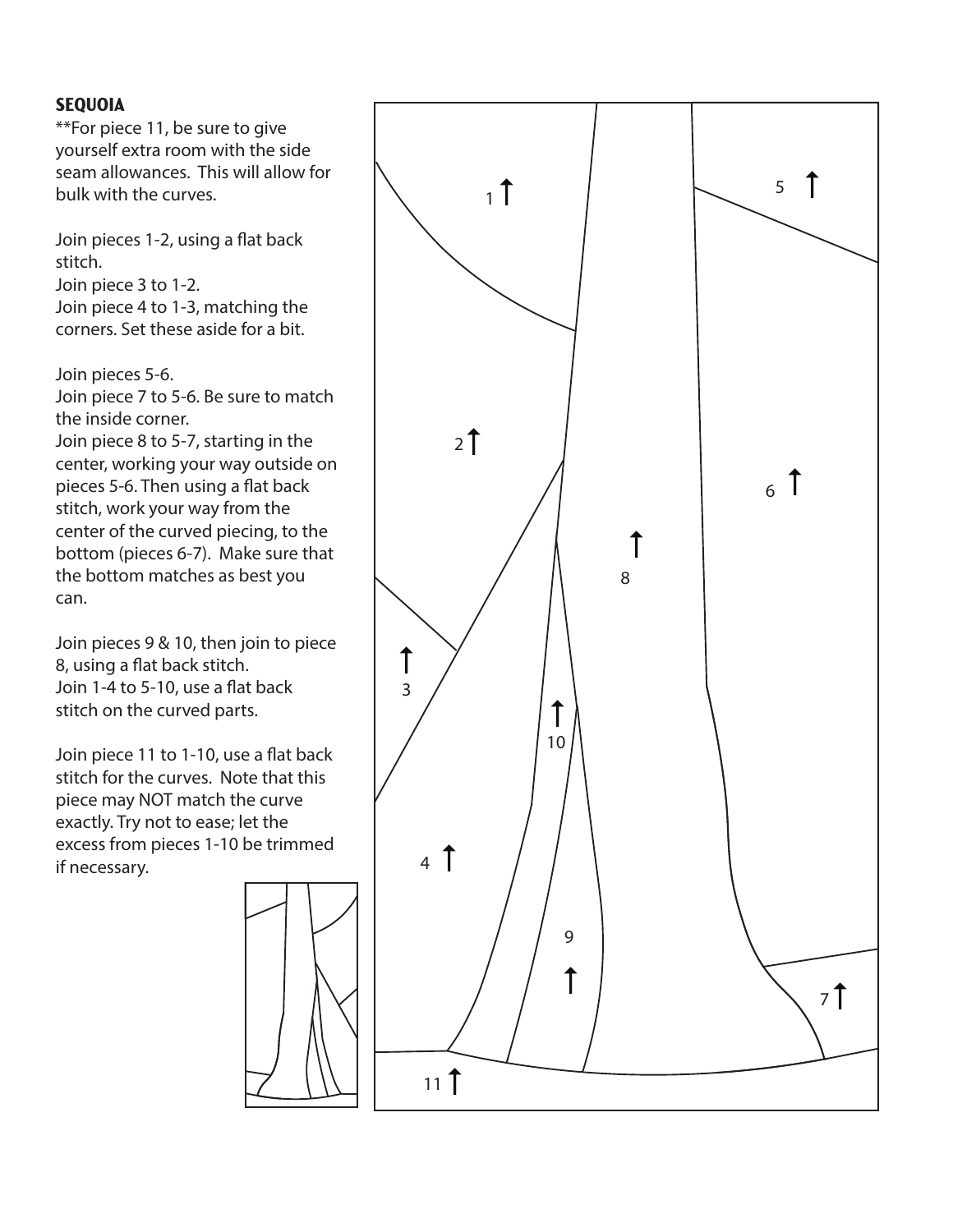## SEQUOIA

**For piece 11, be sure to give yourself extra room with the side seam allowances. This will allow for bulk with the curves.

Join pieces 1-2, using a flat back stitch.
Join piece 3 to 1-2.
Join piece 4 to 1-3, matching the corners. Set these aside for a bit.

Join pieces 5-6.
Join piece 7 to 5-6. Be sure to match the inside corner.
Join piece 8 to 5-7, starting in the center, working your way outside on pieces 5-6. Then using a flat back stitch, work your way from the center of the curved piecing, to the bottom (pieces 6-7). Make sure that the bottom matches as best you can.

Join pieces 9 & 10, then join to piece 8, using a flat back stitch.
Join 1-4 to 5-10, use a flat back stitch on the curved parts.

Join piece 11 to 1-10, use a flat back stitch for the curves. Note that this piece may NOT match the curve exactly. Try not to ease; let the excess from pieces 1-10 be trimmed if necessary.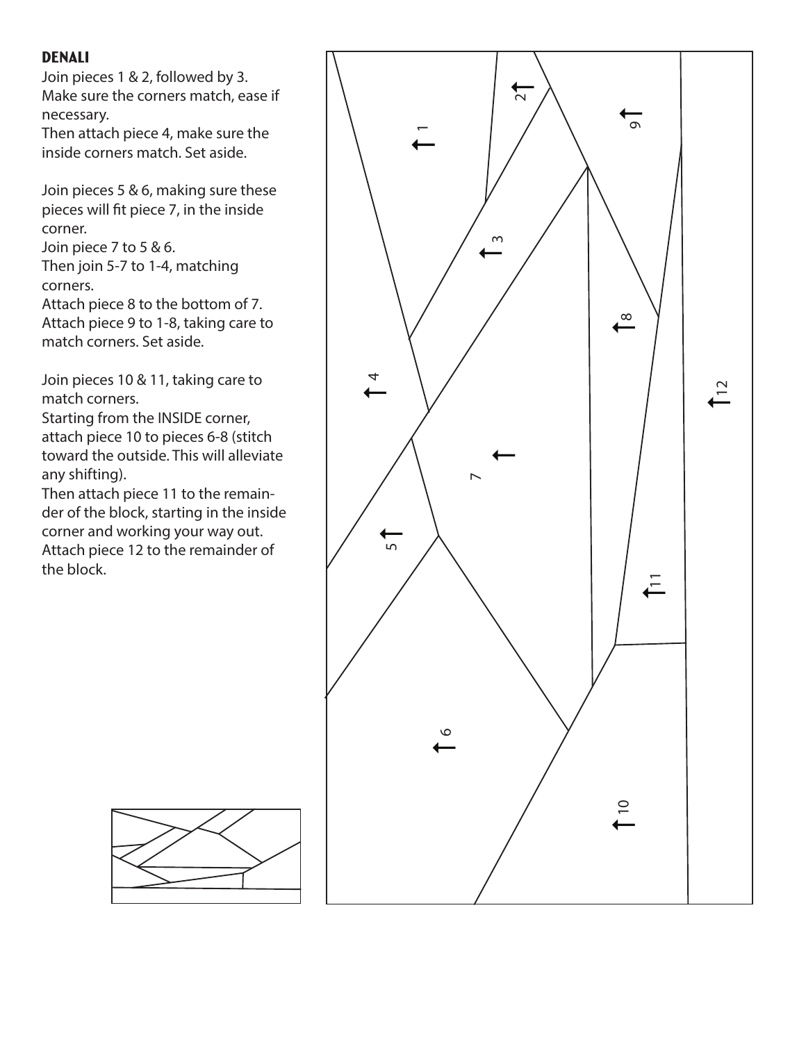## DENALI

Join pieces 1 & 2, followed by 3. Make sure the corners match, ease if necessary.
Then attach piece 4, make sure the inside corners match. Set aside.

Join pieces 5 & 6, making sure these pieces will fit piece 7, in the inside corner.
Join piece 7 to 5 & 6.
Then join 5-7 to 1-4, matching corners.
Attach piece 8 to the bottom of 7.
Attach piece 9 to 1-8, taking care to match corners. Set aside.

Join pieces 10 & 11, taking care to match corners.
Starting from the INSIDE corner, attach piece 10 to pieces 6-8 (stitch toward the outside. This will alleviate any shifting).
Then attach piece 11 to the remainder of the block, starting in the inside corner and working your way out.
Attach piece 12 to the remainder of the block.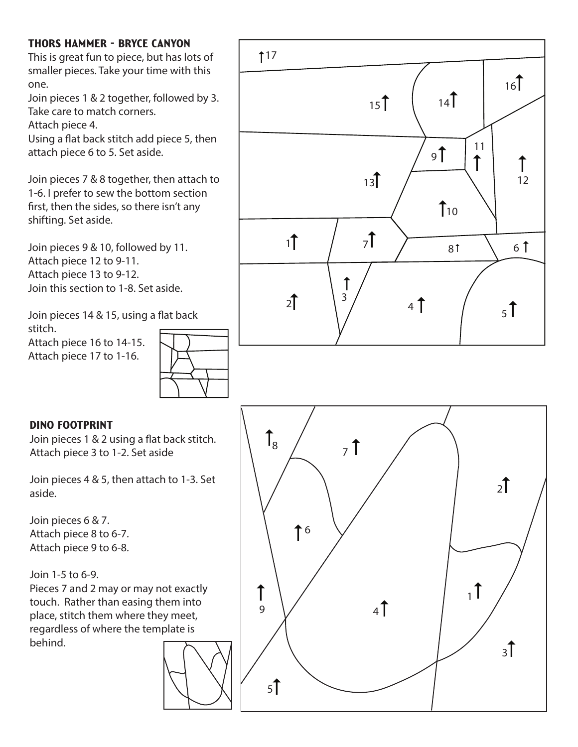## THORS HAMMER - BRYCE CANYON

This is great fun to piece, but has lots of smaller pieces. Take your time with this one.

Join pieces 1 & 2 together, followed by 3. Take care to match corners.

Attach piece 4.

Using a flat back stitch add piece 5, then attach piece 6 to 5. Set aside.

Join pieces 7 & 8 together, then attach to 1-6. I prefer to sew the bottom section first, then the sides, so there isn't any shifting. Set aside.

Join pieces 9 & 10, followed by 11.

Attach piece 12 to 9-11.

Attach piece 13 to 9-12.

Join this section to 1-8. Set aside.

Join pieces 14 & 15, using a flat back stitch.

Attach piece 16 to 14-15.

Attach piece 17 to 1-16.

## DINO FOOTPRINT

Join pieces 1 & 2 using a flat back stitch. Attach piece 3 to 1-2. Set aside

Join pieces 4 & 5, then attach to 1-3. Set aside.

Join pieces 6 & 7.

Attach piece 8 to 6-7.

Attach piece 9 to 6-8.

Join 1-5 to 6-9.

Pieces 7 and 2 may or may not exactly touch. Rather than easing them into place, stitch them where they meet, regardless of where the template is behind.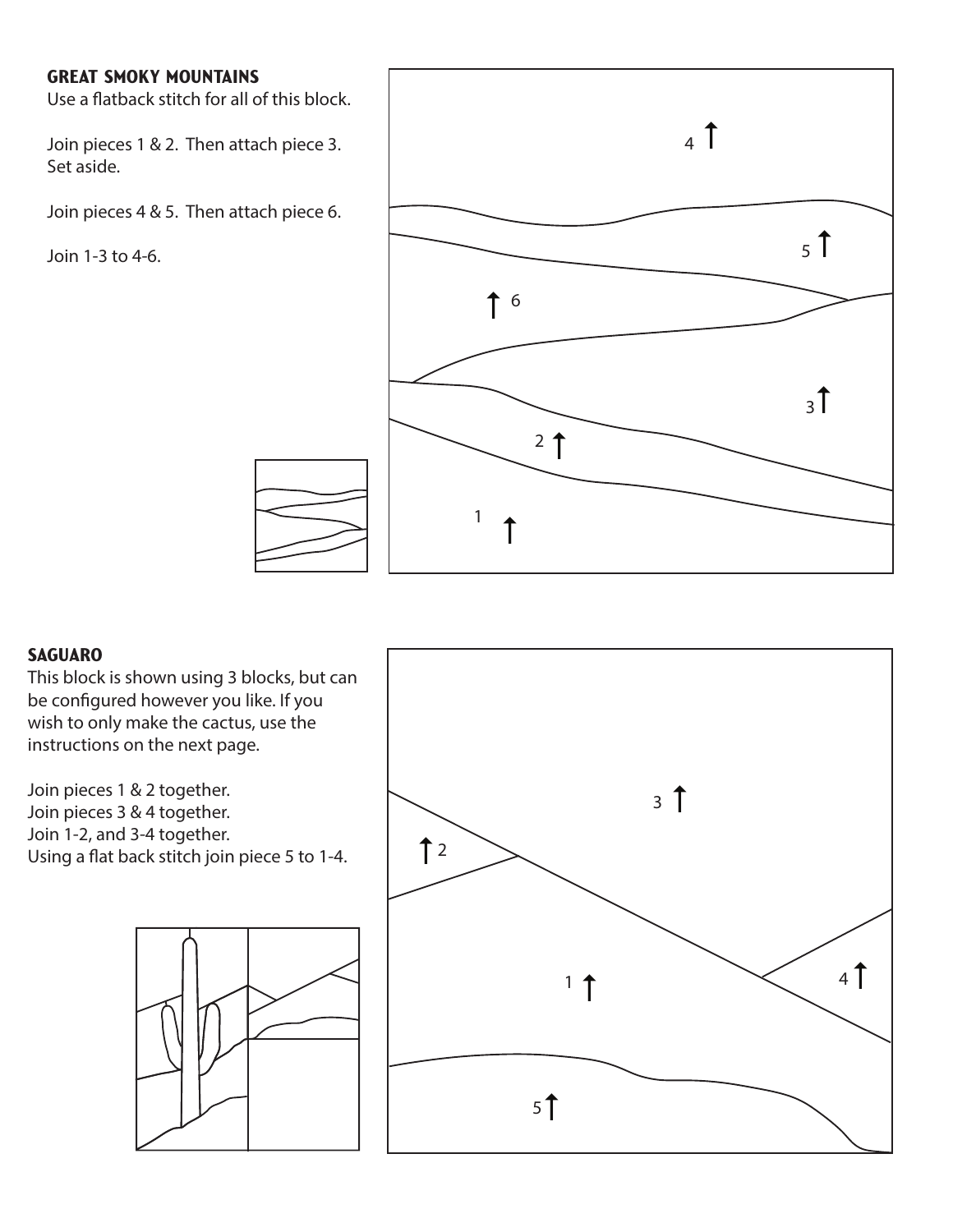## GREAT SMOKY MOUNTAINS

Use a flatback stitch for all of this block.

Join pieces 1 & 2. Then attach piece 3. Set aside.

Join pieces 4 & 5. Then attach piece 6.

Join 1-3 to 4-6.

## SAGUARO

This block is shown using 3 blocks, but can be configured however you like. If you wish to only make the cactus, use the instructions on the next page.

Join pieces 1 & 2 together.
Join pieces 3 & 4 together.
Join 1-2, and 3-4 together.
Using a flat back stitch join piece 5 to 1-4.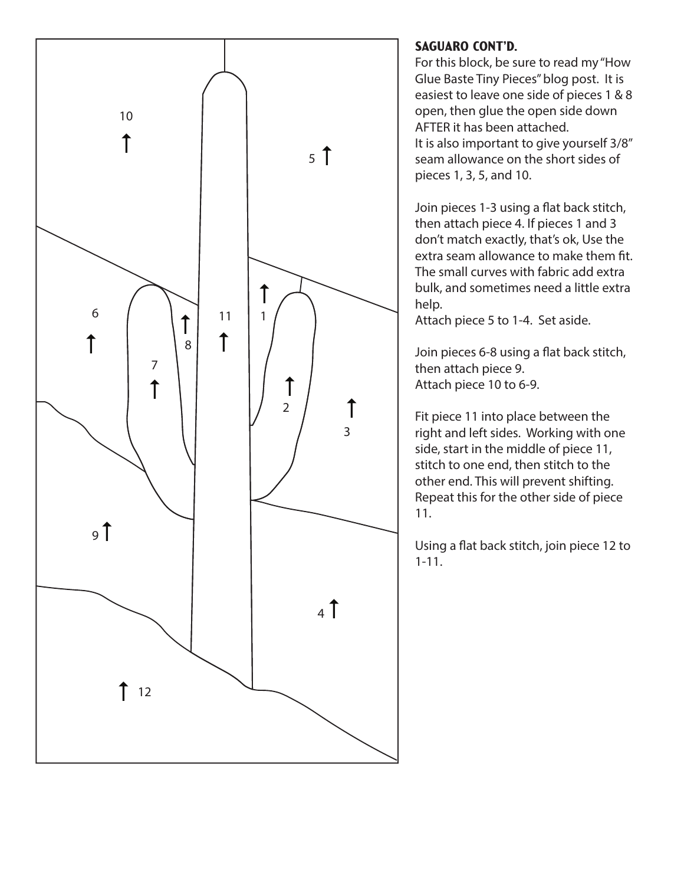## SAGUARO CONT'D.

For this block, be sure to read my "How Glue Baste Tiny Pieces" blog post. It is easiest to leave one side of pieces 1 & 8 open, then glue the open side down AFTER it has been attached.
It is also important to give yourself 3/8" seam allowance on the short sides of pieces 1, 3, 5, and 10.

Join pieces 1-3 using a flat back stitch, then attach piece 4. If pieces 1 and 3 don't match exactly, that's ok, Use the extra seam allowance to make them fit. The small curves with fabric add extra bulk, and sometimes need a little extra help.
Attach piece 5 to 1-4. Set aside.

Join pieces 6-8 using a flat back stitch, then attach piece 9.
Attach piece 10 to 6-9.

Fit piece 11 into place between the right and left sides. Working with one side, start in the middle of piece 11, stitch to one end, then stitch to the other end. This will prevent shifting. Repeat this for the other side of piece 11.

Using a flat back stitch, join piece 12 to 1-11.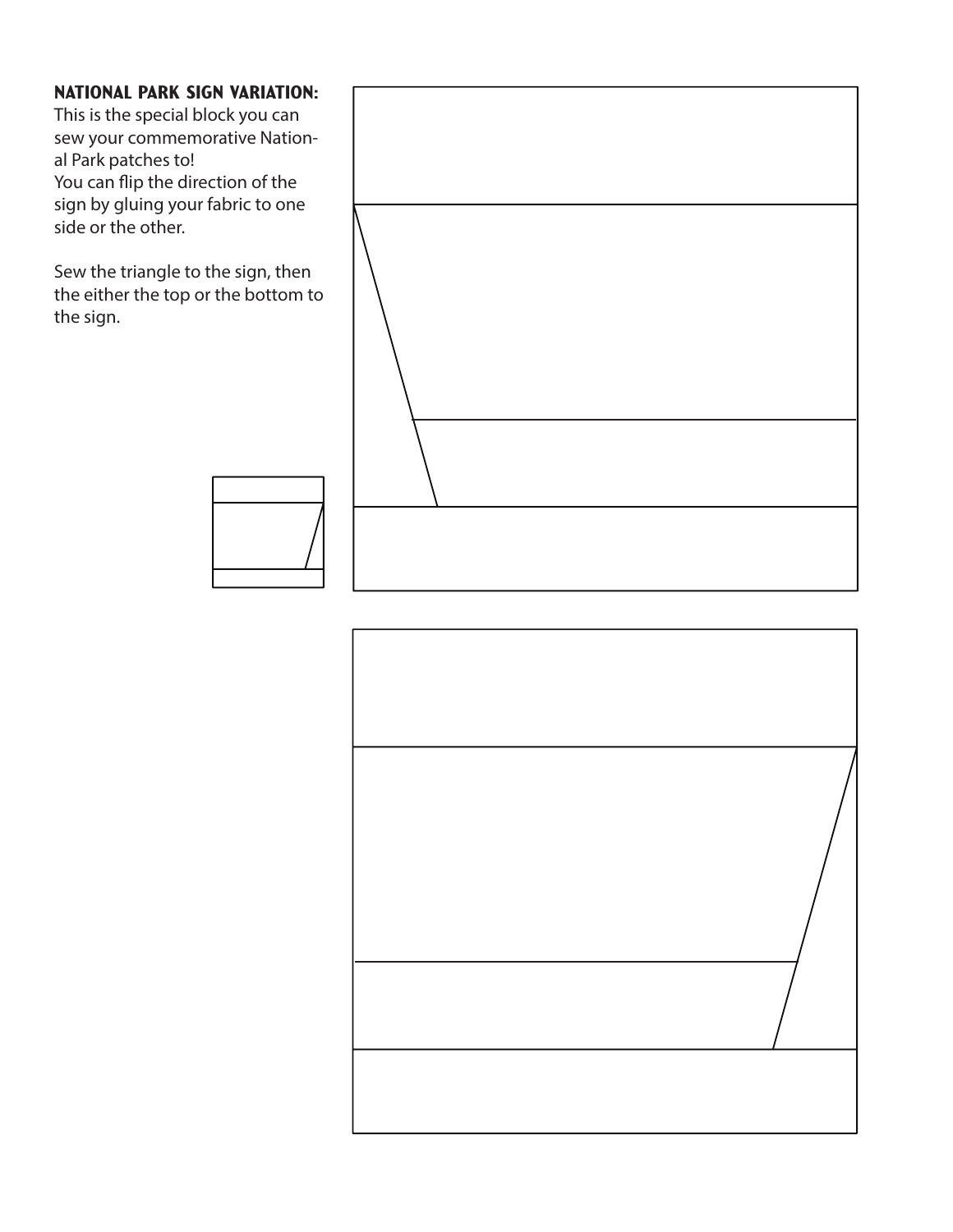**NATIONAL PARK SIGN VARIATION:**
This is the special block you can sew your commemorative National Park patches to!
You can flip the direction of the sign by gluing your fabric to one side or the other.

Sew the triangle to the sign, then the either the top or the bottom to the sign.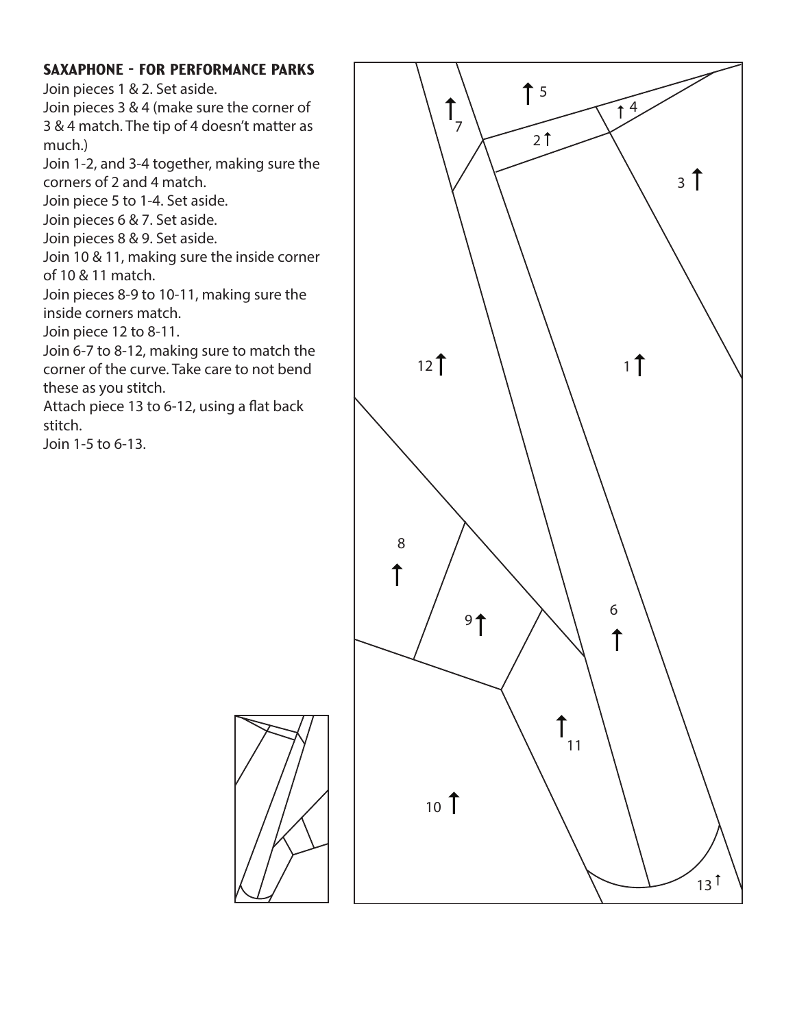## SAXAPHONE - FOR PERFORMANCE PARKS

Join pieces 1 & 2. Set aside.
Join pieces 3 & 4 (make sure the corner of 3 & 4 match. The tip of 4 doesn't matter as much.)
Join 1-2, and 3-4 together, making sure the corners of 2 and 4 match.
Join piece 5 to 1-4. Set aside.
Join pieces 6 & 7. Set aside.
Join pieces 8 & 9. Set aside.
Join 10 & 11, making sure the inside corner of 10 & 11 match.
Join pieces 8-9 to 10-11, making sure the inside corners match.
Join piece 12 to 8-11.
Join 6-7 to 8-12, making sure to match the corner of the curve. Take care to not bend these as you stitch.
Attach piece 13 to 6-12, using a flat back stitch.
Join 1-5 to 6-13.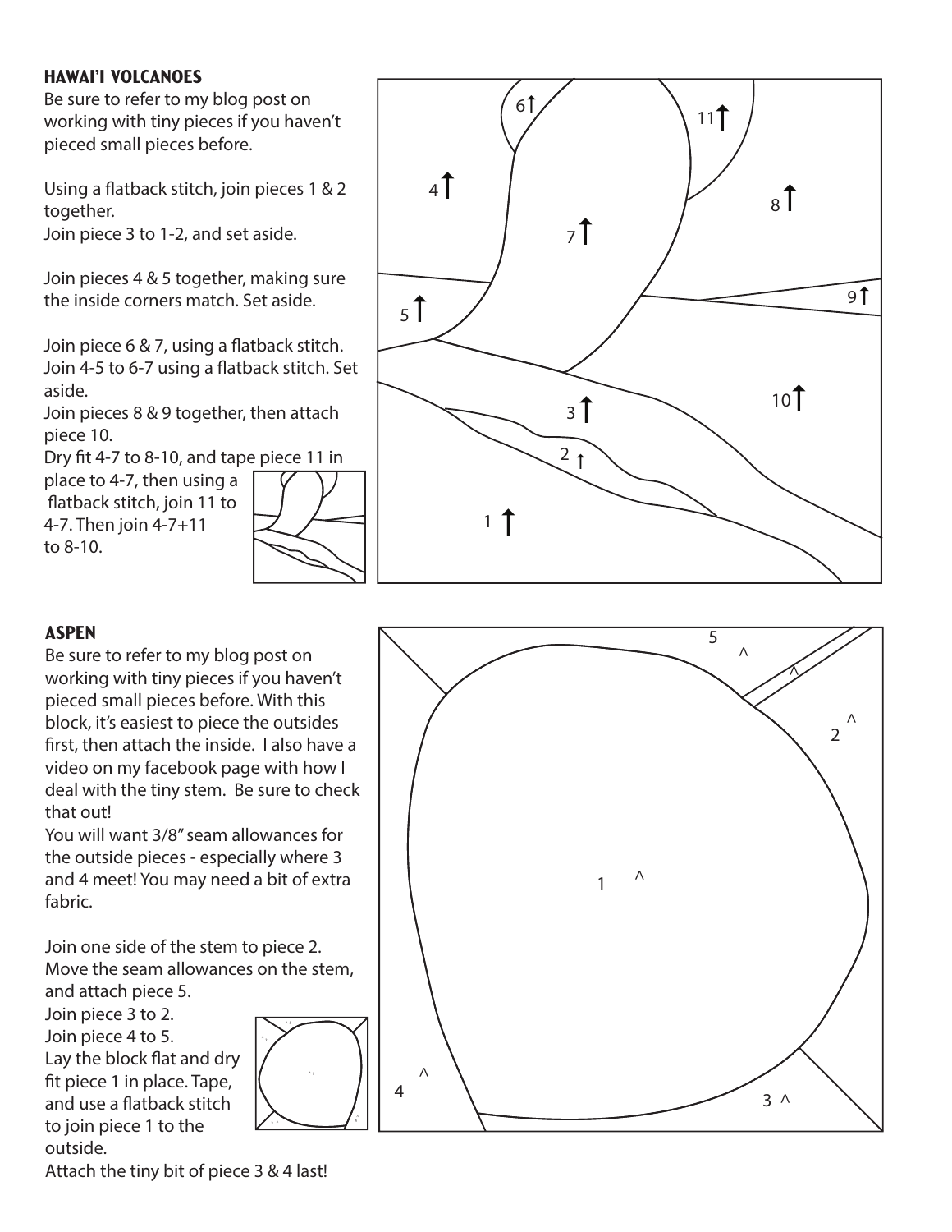## HAWAI'I VOLCANOES

Be sure to refer to my blog post on working with tiny pieces if you haven't pieced small pieces before.

Using a flatback stitch, join pieces 1 & 2 together.
Join piece 3 to 1-2, and set aside.

Join pieces 4 & 5 together, making sure the inside corners match. Set aside.

Join piece 6 & 7, using a flatback stitch.
Join 4-5 to 6-7 using a flatback stitch. Set aside.
Join pieces 8 & 9 together, then attach piece 10.
Dry fit 4-7 to 8-10, and tape piece 11 in place to 4-7, then using a flatback stitch, join 11 to 4-7. Then join 4-7+11 to 8-10.

## ASPEN

Be sure to refer to my blog post on working with tiny pieces if you haven't pieced small pieces before. With this block, it's easiest to piece the outsides first, then attach the inside. I also have a video on my facebook page with how I deal with the tiny stem. Be sure to check that out!
You will want 3/8" seam allowances for the outside pieces - especially where 3 and 4 meet! You may need a bit of extra fabric.

Join one side of the stem to piece 2.
Move the seam allowances on the stem, and attach piece 5.
Join piece 3 to 2.
Join piece 4 to 5.
Lay the block flat and dry fit piece 1 in place. Tape, and use a flatback stitch to join piece 1 to the outside.
Attach the tiny bit of piece 3 & 4 last!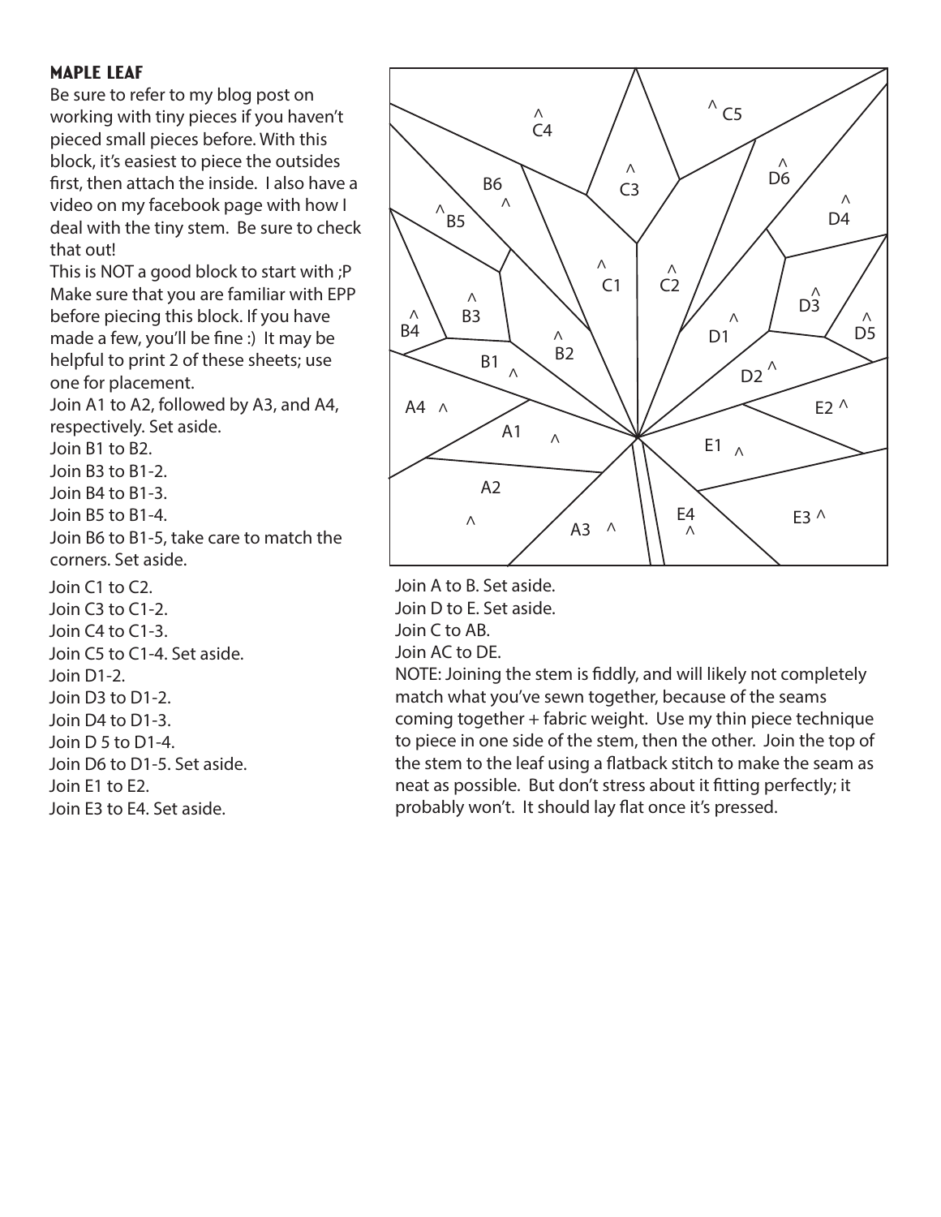### MAPLE LEAF

Be sure to refer to my blog post on working with tiny pieces if you haven't pieced small pieces before. With this block, it's easiest to piece the outsides first, then attach the inside. I also have a video on my facebook page with how I deal with the tiny stem. Be sure to check that out!

This is NOT a good block to start with ;P Make sure that you are familiar with EPP before piecing this block. If you have made a few, you'll be fine :) It may be helpful to print 2 of these sheets; use one for placement.

Join A1 to A2, followed by A3, and A4, respectively. Set aside.
Join B1 to B2.
Join B3 to B1-2.
Join B4 to B1-3.
Join B5 to B1-4.
Join B6 to B1-5, take care to match the corners. Set aside.

Join C1 to C2.
Join C3 to C1-2.
Join C4 to C1-3.
Join C5 to C1-4. Set aside.
Join D1-2.
Join D3 to D1-2.
Join D4 to D1-3.
Join D 5 to D1-4.
Join D6 to D1-5. Set aside.
Join E1 to E2.
Join E3 to E4. Set aside.

Join A to B. Set aside.
Join D to E. Set aside.
Join C to AB.
Join AC to DE.
NOTE: Joining the stem is fiddly, and will likely not completely match what you've sewn together, because of the seams coming together + fabric weight. Use my thin piece technique to piece in one side of the stem, then the other. Join the top of the stem to the leaf using a flatback stitch to make the seam as neat as possible. But don't stress about it fitting perfectly; it probably won't. It should lay flat once it's pressed.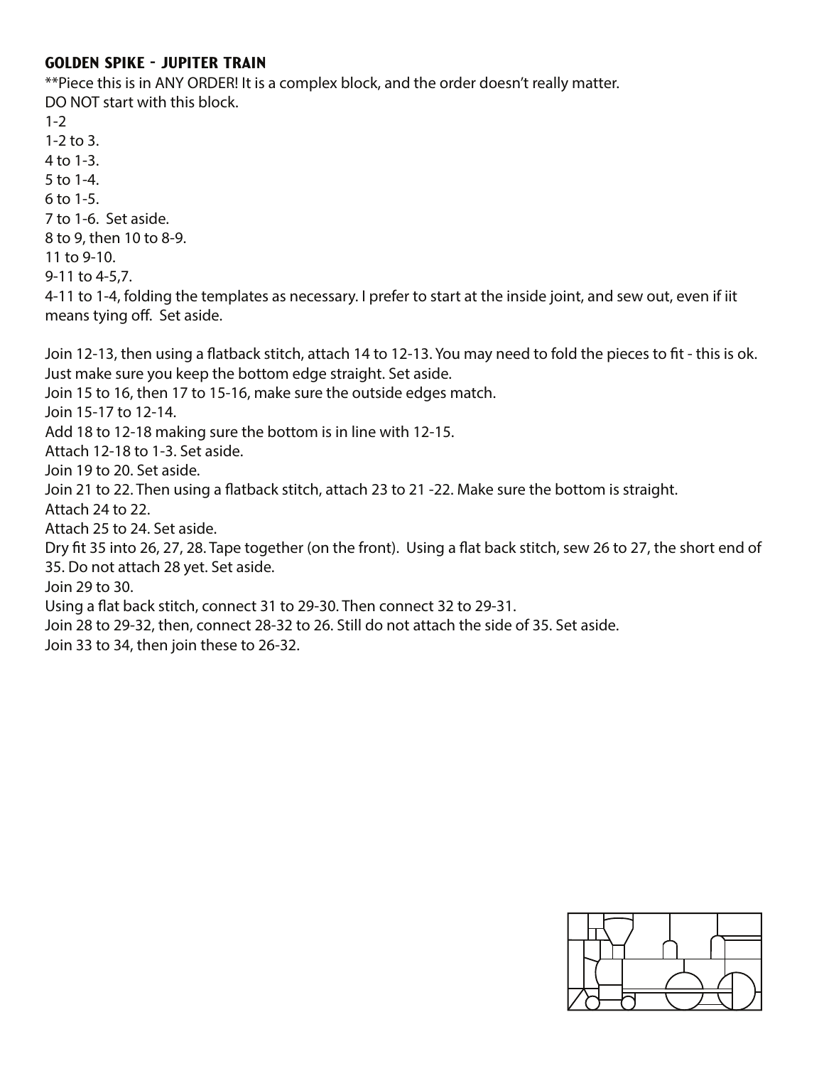## GOLDEN SPIKE - JUPITER TRAIN

**Piece this is in ANY ORDER! It is a complex block, and the order doesn't really matter.
DO NOT start with this block.

1-2
1-2 to 3.
4 to 1-3.
5 to 1-4.
6 to 1-5.
7 to 1-6. Set aside.
8 to 9, then 10 to 8-9.
11 to 9-10.
9-11 to 4-5,7.
4-11 to 1-4, folding the templates as necessary. I prefer to start at the inside joint, and sew out, even if iit means tying off. Set aside.

Join 12-13, then using a flatback stitch, attach 14 to 12-13. You may need to fold the pieces to fit - this is ok. Just make sure you keep the bottom edge straight. Set aside.
Join 15 to 16, then 17 to 15-16, make sure the outside edges match.
Join 15-17 to 12-14.
Add 18 to 12-18 making sure the bottom is in line with 12-15.
Attach 12-18 to 1-3. Set aside.
Join 19 to 20. Set aside.
Join 21 to 22. Then using a flatback stitch, attach 23 to 21 -22. Make sure the bottom is straight.
Attach 24 to 22.
Attach 25 to 24. Set aside.
Dry fit 35 into 26, 27, 28. Tape together (on the front). Using a flat back stitch, sew 26 to 27, the short end of 35. Do not attach 28 yet. Set aside.
Join 29 to 30.
Using a flat back stitch, connect 31 to 29-30. Then connect 32 to 29-31.
Join 28 to 29-32, then, connect 28-32 to 26. Still do not attach the side of 35. Set aside.
Join 33 to 34, then join these to 26-32.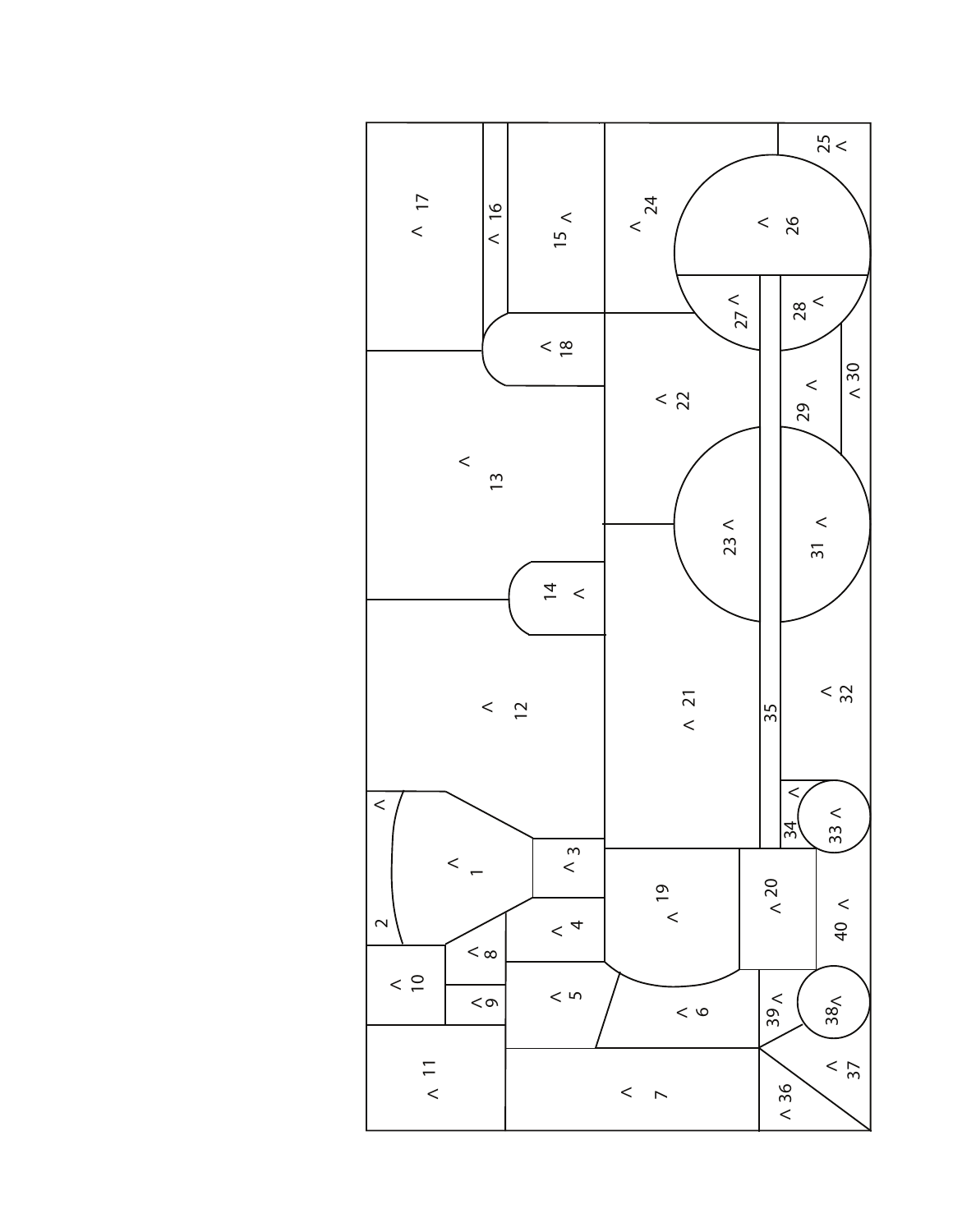1 2 3 4 5 6 7 8 9 10 11 12 13 14 15 16 17 18 19 20 21 22 23 24 25 26 27 28 29 30 31 32 33 34 35 36 37 38 39 40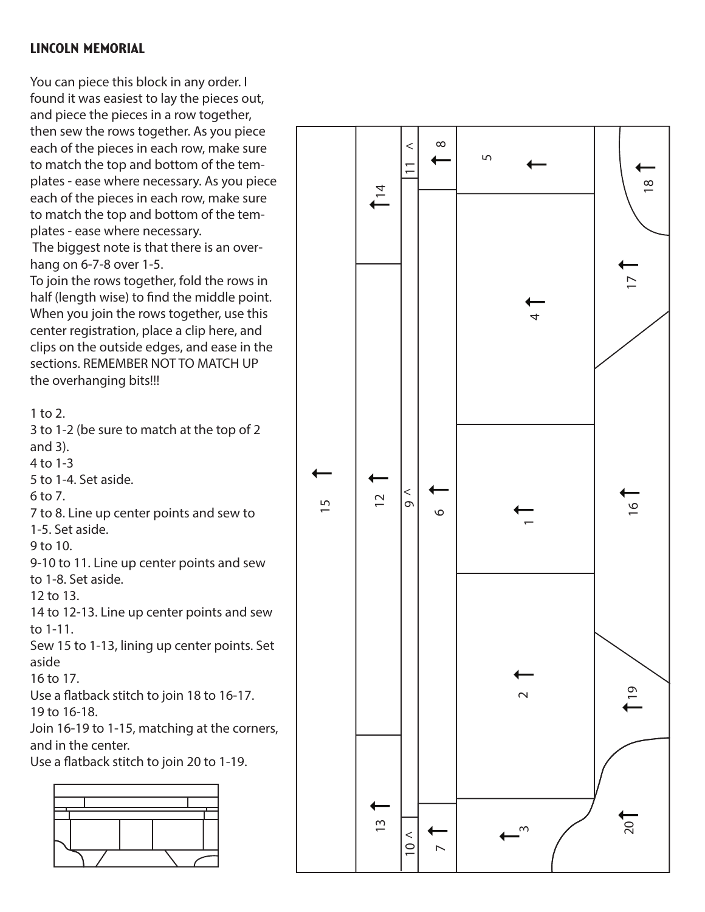## LINCOLN MEMORIAL

You can piece this block in any order. I found it was easiest to lay the pieces out, and piece the pieces in a row together, then sew the rows together. As you piece each of the pieces in each row, make sure to match the top and bottom of the templates - ease where necessary. As you piece each of the pieces in each row, make sure to match the top and bottom of the templates - ease where necessary.

The biggest note is that there is an overhang on 6-7-8 over 1-5.

To join the rows together, fold the rows in half (length wise) to find the middle point. When you join the rows together, use this center registration, place a clip here, and clips on the outside edges, and ease in the sections. REMEMBER NOT TO MATCH UP the overhanging bits!!!

1 to 2.
3 to 1-2 (be sure to match at the top of 2 and 3).
4 to 1-3
5 to 1-4. Set aside.
6 to 7.
7 to 8. Line up center points and sew to 1-5. Set aside.
9 to 10.
9-10 to 11. Line up center points and sew to 1-8. Set aside.
12 to 13.
14 to 12-13. Line up center points and sew to 1-11.
Sew 15 to 1-13, lining up center points. Set aside
16 to 17.
Use a flatback stitch to join 18 to 16-17.
19 to 16-18.
Join 16-19 to 1-15, matching at the corners, and in the center.
Use a flatback stitch to join 20 to 1-19.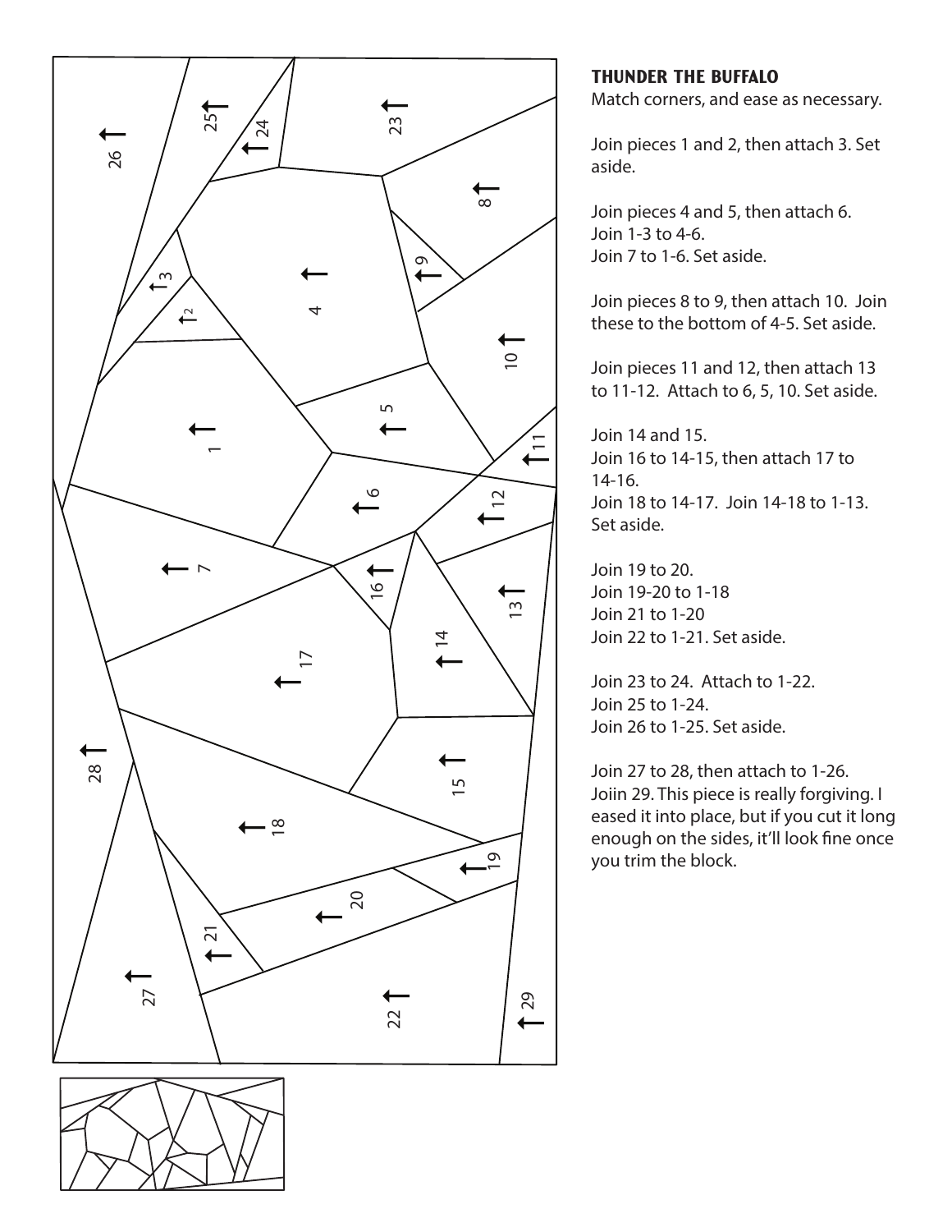### THUNDER THE BUFFALO

Match corners, and ease as necessary.

Join pieces 1 and 2, then attach 3. Set aside.

Join pieces 4 and 5, then attach 6.
Join 1-3 to 4-6.
Join 7 to 1-6. Set aside.

Join pieces 8 to 9, then attach 10. Join these to the bottom of 4-5. Set aside.

Join pieces 11 and 12, then attach 13 to 11-12. Attach to 6, 5, 10. Set aside.

Join 14 and 15.
Join 16 to 14-15, then attach 17 to 14-16.
Join 18 to 14-17. Join 14-18 to 1-13. Set aside.

Join 19 to 20.
Join 19-20 to 1-18
Join 21 to 1-20
Join 22 to 1-21. Set aside.

Join 23 to 24. Attach to 1-22.
Join 25 to 1-24.
Join 26 to 1-25. Set aside.

Join 27 to 28, then attach to 1-26.
Joiin 29. This piece is really forgiving. I eased it into place, but if you cut it long enough on the sides, it'll look fine once you trim the block.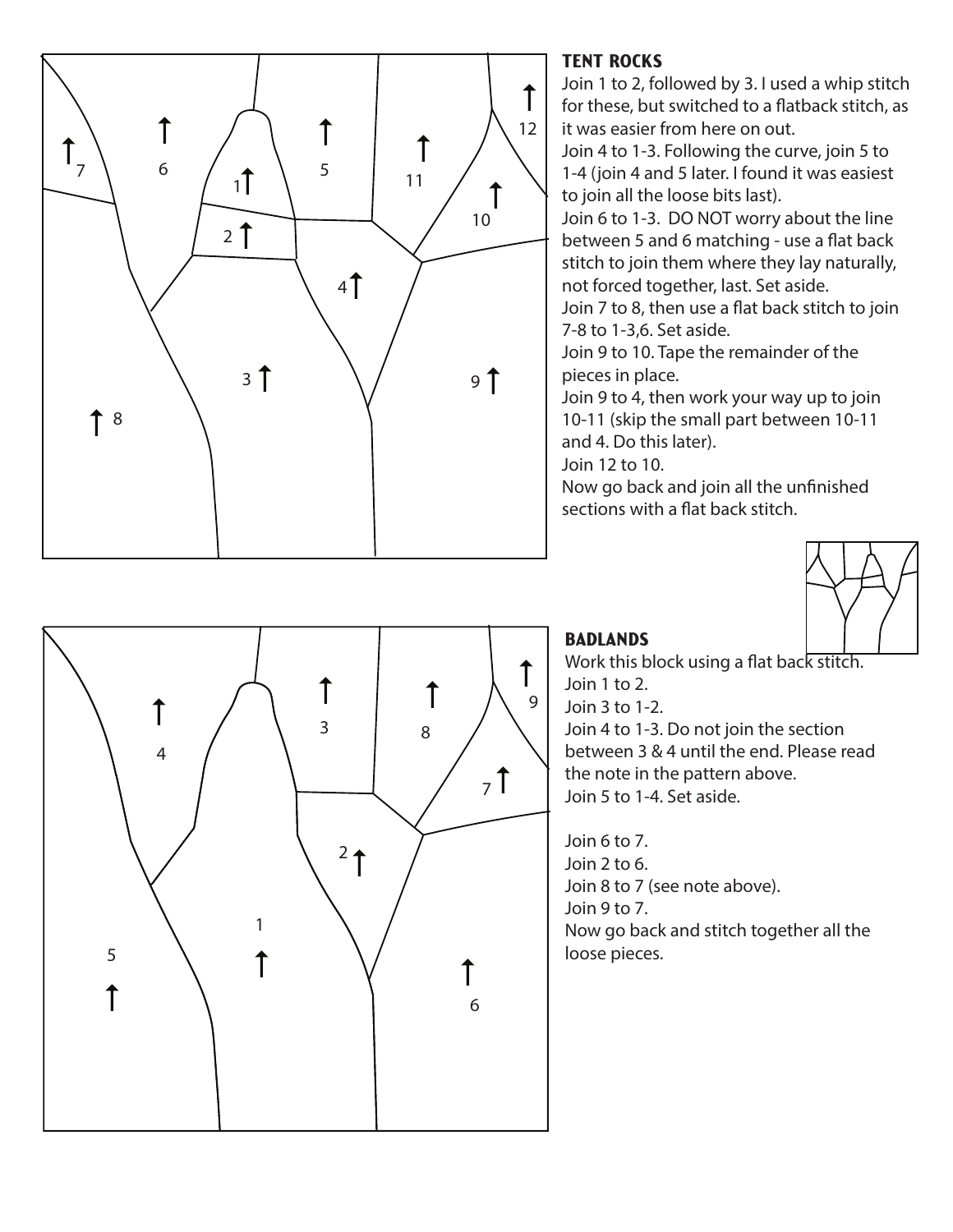## TENT ROCKS

Join 1 to 2, followed by 3. I used a whip stitch for these, but switched to a flatback stitch, as it was easier from here on out.
Join 4 to 1-3. Following the curve, join 5 to 1-4 (join 4 and 5 later. I found it was easiest to join all the loose bits last).
Join 6 to 1-3. DO NOT worry about the line between 5 and 6 matching - use a flat back stitch to join them where they lay naturally, not forced together, last. Set aside.
Join 7 to 8, then use a flat back stitch to join 7-8 to 1-3,6. Set aside.
Join 9 to 10. Tape the remainder of the pieces in place.
Join 9 to 4, then work your way up to join 10-11 (skip the small part between 10-11 and 4. Do this later).
Join 12 to 10.
Now go back and join all the unfinished sections with a flat back stitch.

## BADLANDS

Work this block using a flat back stitch.
Join 1 to 2.
Join 3 to 1-2.
Join 4 to 1-3. Do not join the section between 3 & 4 until the end. Please read the note in the pattern above.
Join 5 to 1-4. Set aside.

Join 6 to 7.
Join 2 to 6.
Join 8 to 7 (see note above).
Join 9 to 7.
Now go back and stitch together all the loose pieces.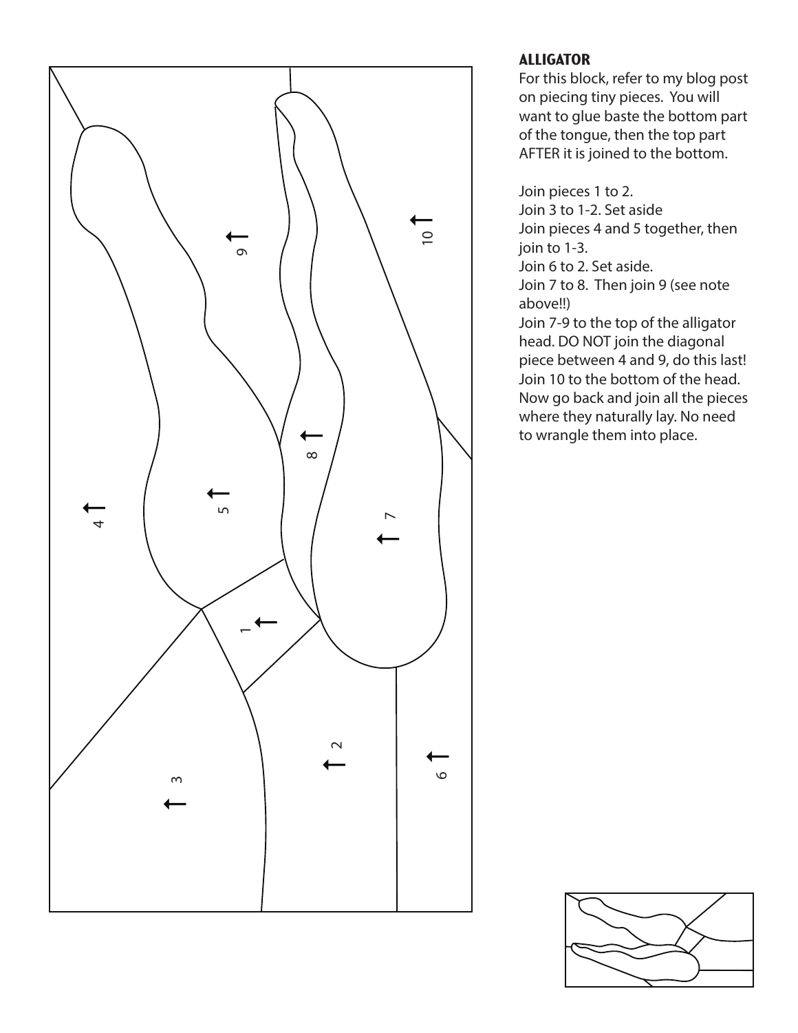## ALLIGATOR

For this block, refer to my blog post on piecing tiny pieces. You will want to glue baste the bottom part of the tongue, then the top part AFTER it is joined to the bottom.

Join pieces 1 to 2.
Join 3 to 1-2. Set aside
Join pieces 4 and 5 together, then join to 1-3.
Join 6 to 2. Set aside.
Join 7 to 8. Then join 9 (see note above!!)
Join 7-9 to the top of the alligator head. DO NOT join the diagonal piece between 4 and 9, do this last!
Join 10 to the bottom of the head.
Now go back and join all the pieces where they naturally lay. No need to wrangle them into place.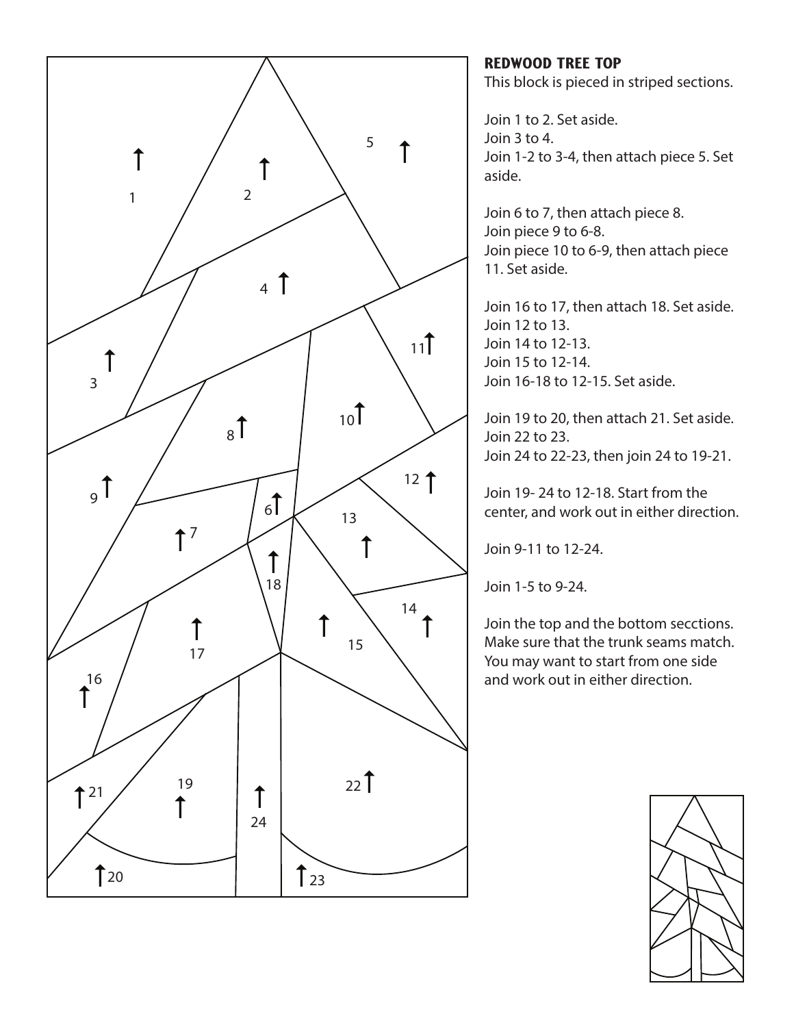## REDWOOD TREE TOP

This block is pieced in striped sections.

Join 1 to 2. Set aside.
Join 3 to 4.
Join 1-2 to 3-4, then attach piece 5. Set aside.

Join 6 to 7, then attach piece 8.
Join piece 9 to 6-8.
Join piece 10 to 6-9, then attach piece 11. Set aside.

Join 16 to 17, then attach 18. Set aside.
Join 12 to 13.
Join 14 to 12-13.
Join 15 to 12-14.
Join 16-18 to 12-15. Set aside.

Join 19 to 20, then attach 21. Set aside.
Join 22 to 23.
Join 24 to 22-23, then join 24 to 19-21.

Join 19- 24 to 12-18. Start from the center, and work out in either direction.

Join 9-11 to 12-24.

Join 1-5 to 9-24.

Join the top and the bottom secctions. Make sure that the trunk seams match. You may want to start from one side and work out in either direction.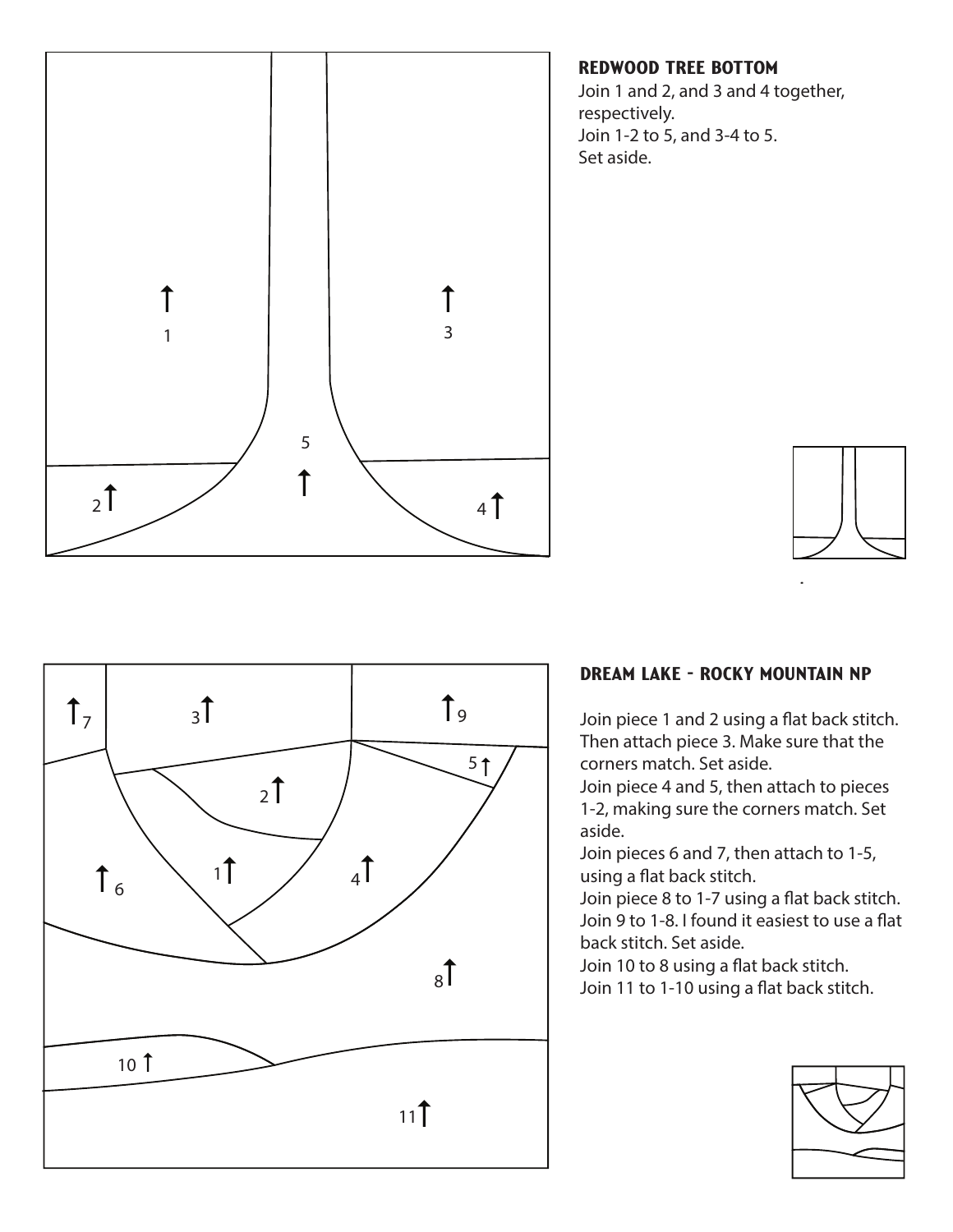## REDWOOD TREE BOTTOM

Join 1 and 2, and 3 and 4 together, respectively.
Join 1-2 to 5, and 3-4 to 5.
Set aside.

## DREAM LAKE - ROCKY MOUNTAIN NP

Join piece 1 and 2 using a flat back stitch. Then attach piece 3. Make sure that the corners match. Set aside.
Join piece 4 and 5, then attach to pieces 1-2, making sure the corners match. Set aside.
Join pieces 6 and 7, then attach to 1-5, using a flat back stitch.
Join piece 8 to 1-7 using a flat back stitch.
Join 9 to 1-8. I found it easiest to use a flat back stitch. Set aside.
Join 10 to 8 using a flat back stitch.
Join 11 to 1-10 using a flat back stitch.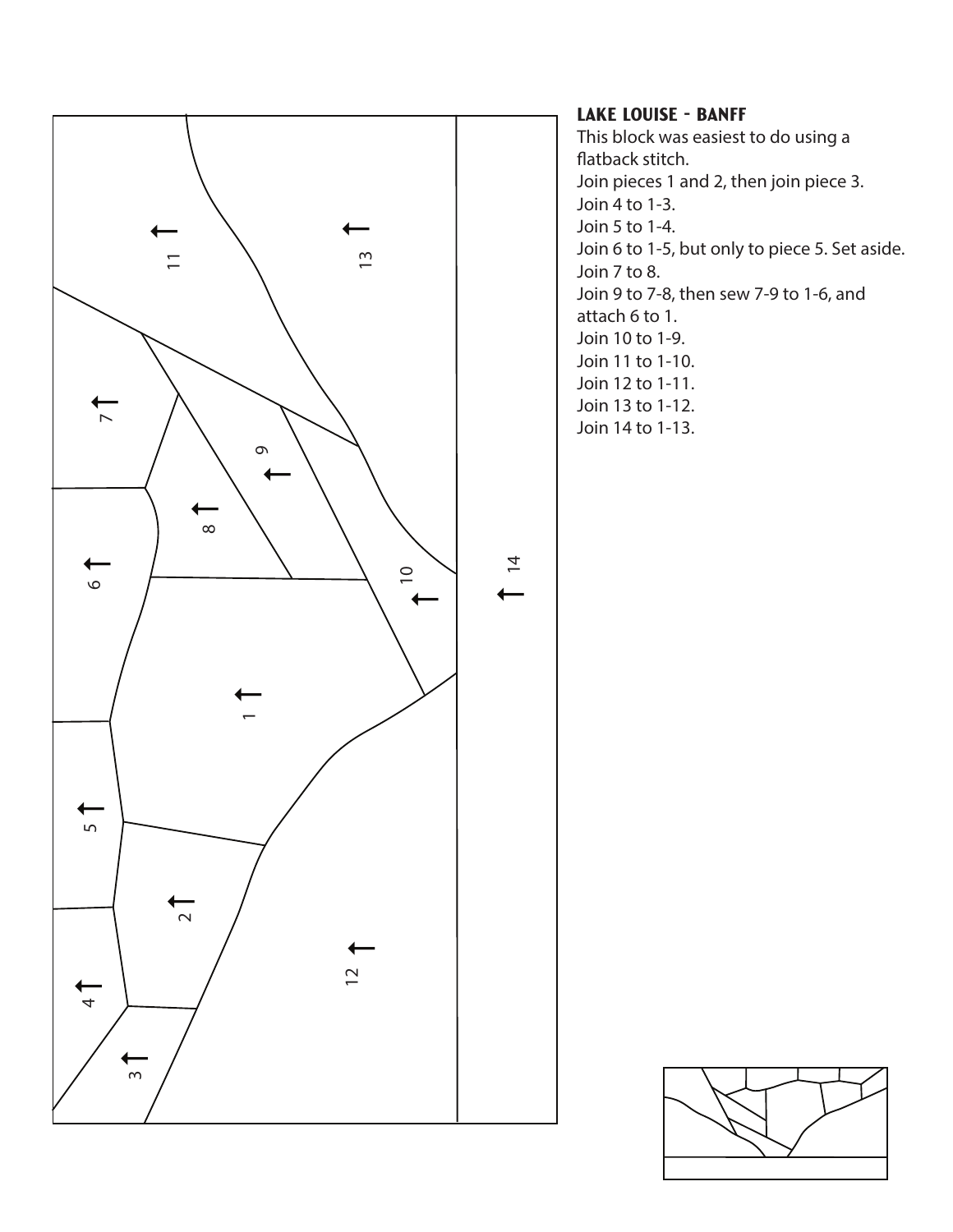## LAKE LOUISE - BANFF

This block was easiest to do using a flatback stitch.

Join pieces 1 and 2, then join piece 3.
Join 4 to 1-3.
Join 5 to 1-4.
Join 6 to 1-5, but only to piece 5. Set aside.
Join 7 to 8.
Join 9 to 7-8, then sew 7-9 to 1-6, and attach 6 to 1.
Join 10 to 1-9.
Join 11 to 1-10.
Join 12 to 1-11.
Join 13 to 1-12.
Join 14 to 1-13.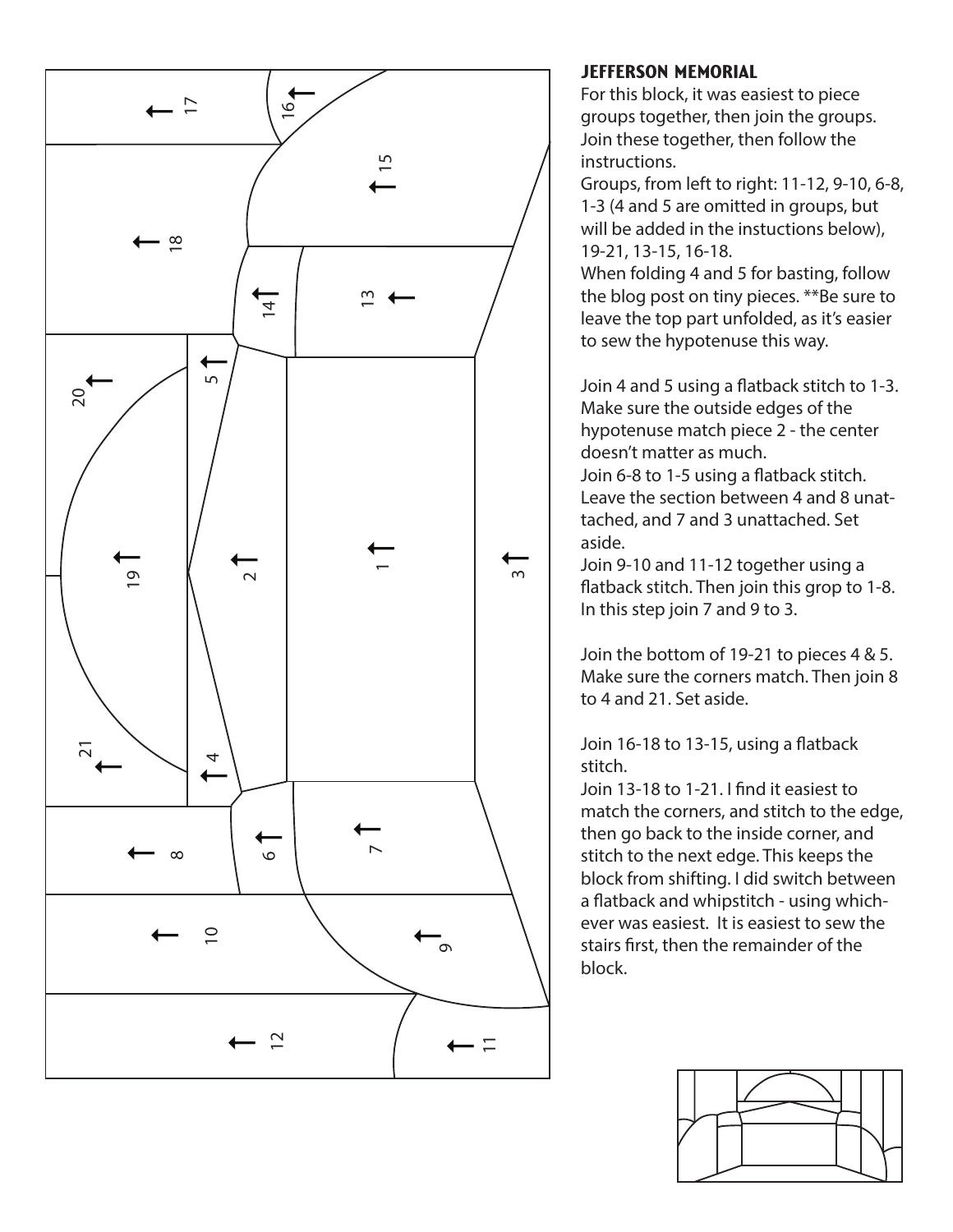## JEFFERSON MEMORIAL

For this block, it was easiest to piece groups together, then join the groups. Join these together, then follow the instructions.

Groups, from left to right: 11-12, 9-10, 6-8, 1-3 (4 and 5 are omitted in groups, but will be added in the instuctions below), 19-21, 13-15, 16-18.

When folding 4 and 5 for basting, follow the blog post on tiny pieces. **Be sure to leave the top part unfolded, as it's easier to sew the hypotenuse this way.

Join 4 and 5 using a flatback stitch to 1-3. Make sure the outside edges of the hypotenuse match piece 2 - the center doesn't matter as much.

Join 6-8 to 1-5 using a flatback stitch. Leave the section between 4 and 8 unattached, and 7 and 3 unattached. Set aside.

Join 9-10 and 11-12 together using a flatback stitch. Then join this grop to 1-8. In this step join 7 and 9 to 3.

Join the bottom of 19-21 to pieces 4 & 5. Make sure the corners match. Then join 8 to 4 and 21. Set aside.

Join 16-18 to 13-15, using a flatback stitch.

Join 13-18 to 1-21. I find it easiest to match the corners, and stitch to the edge, then go back to the inside corner, and stitch to the next edge. This keeps the block from shifting. I did switch between a flatback and whipstitch - using whichever was easiest. It is easiest to sew the stairs first, then the remainder of the block.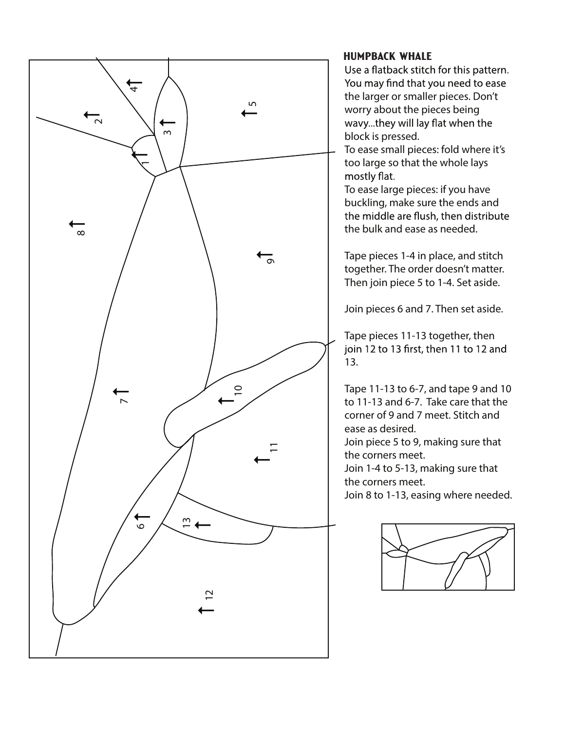### HUMPBACK WHALE

Use a flatback stitch for this pattern. You may find that you need to ease the larger or smaller pieces. Don't worry about the pieces being wavy...they will lay flat when the block is pressed.
To ease small pieces: fold where it's too large so that the whole lays mostly flat.
To ease large pieces: if you have buckling, make sure the ends and the middle are flush, then distribute the bulk and ease as needed.

Tape pieces 1-4 in place, and stitch together. The order doesn't matter. Then join piece 5 to 1-4. Set aside.

Join pieces 6 and 7. Then set aside.

Tape pieces 11-13 together, then join 12 to 13 first, then 11 to 12 and 13.

Tape 11-13 to 6-7, and tape 9 and 10 to 11-13 and 6-7. Take care that the corner of 9 and 7 meet. Stitch and ease as desired.
Join piece 5 to 9, making sure that the corners meet.
Join 1-4 to 5-13, making sure that the corners meet.
Join 8 to 1-13, easing where needed.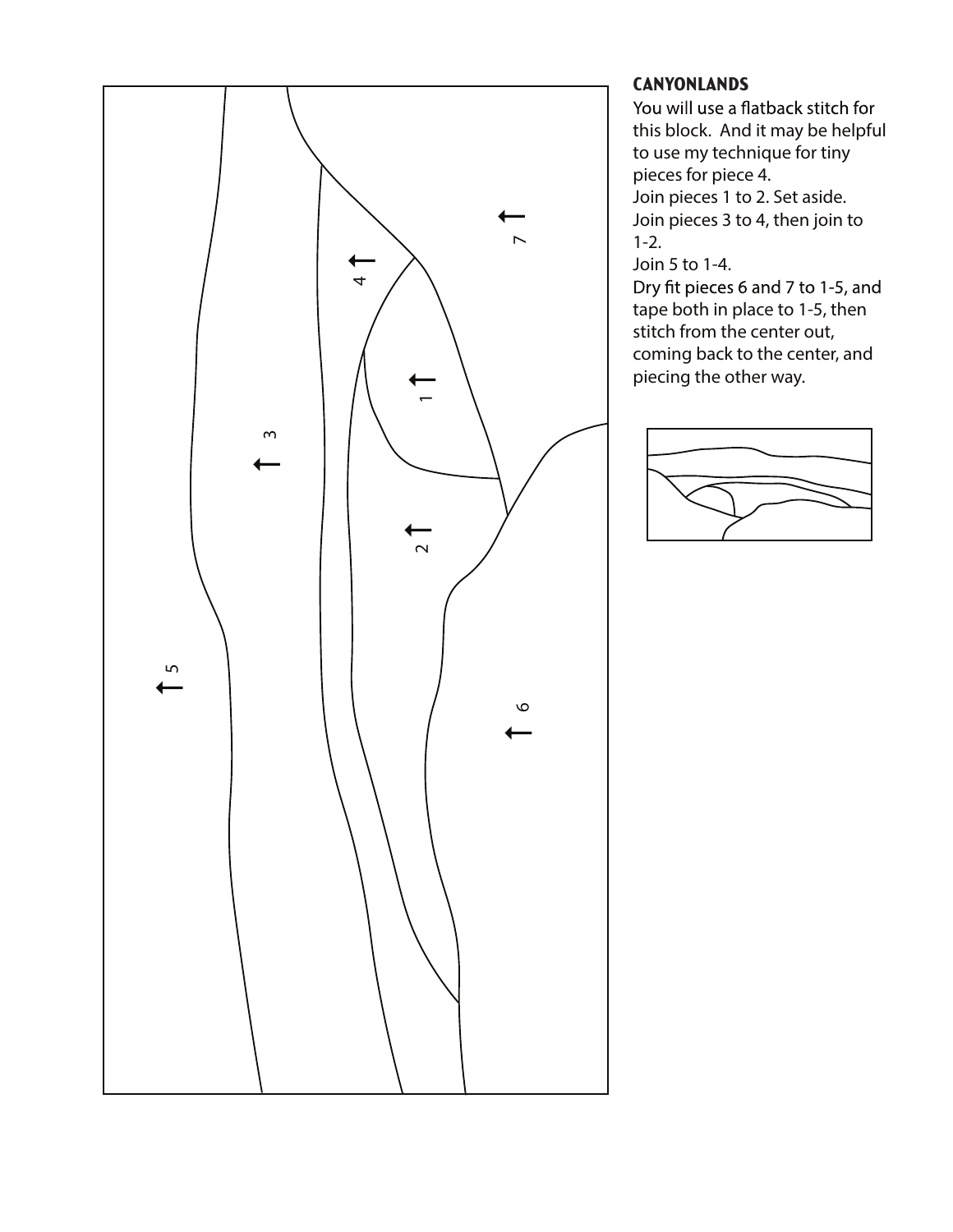## CANYONLANDS

You will use a flatback stitch for this block. And it may be helpful to use my technique for tiny pieces for piece 4.

Join pieces 1 to 2. Set aside.

Join pieces 3 to 4, then join to 1-2.

Join 5 to 1-4.

Dry fit pieces 6 and 7 to 1-5, and tape both in place to 1-5, then stitch from the center out, coming back to the center, and piecing the other way.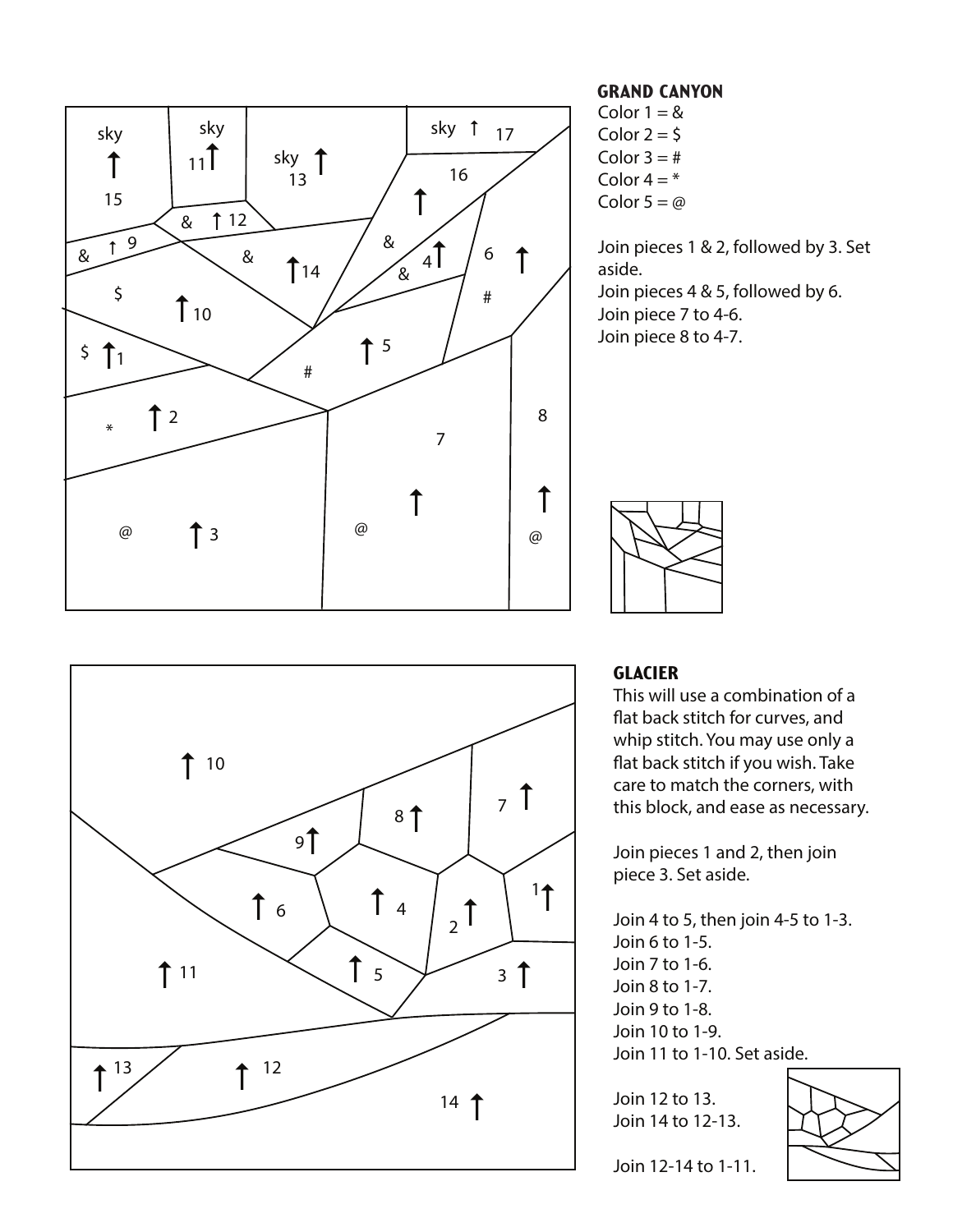## GRAND CANYON

Color 1 = &
Color 2 = $
Color 3 = #
Color 4 = *
Color 5 = @

Join pieces 1 & 2, followed by 3. Set aside.
Join pieces 4 & 5, followed by 6.
Join piece 7 to 4-6.
Join piece 8 to 4-7.

## GLACIER

This will use a combination of a flat back stitch for curves, and whip stitch. You may use only a flat back stitch if you wish. Take care to match the corners, with this block, and ease as necessary.

Join pieces 1 and 2, then join piece 3. Set aside.

Join 4 to 5, then join 4-5 to 1-3.
Join 6 to 1-5.
Join 7 to 1-6.
Join 8 to 1-7.
Join 9 to 1-8.
Join 10 to 1-9.
Join 11 to 1-10. Set aside.

Join 12 to 13.
Join 14 to 12-13.

Join 12-14 to 1-11.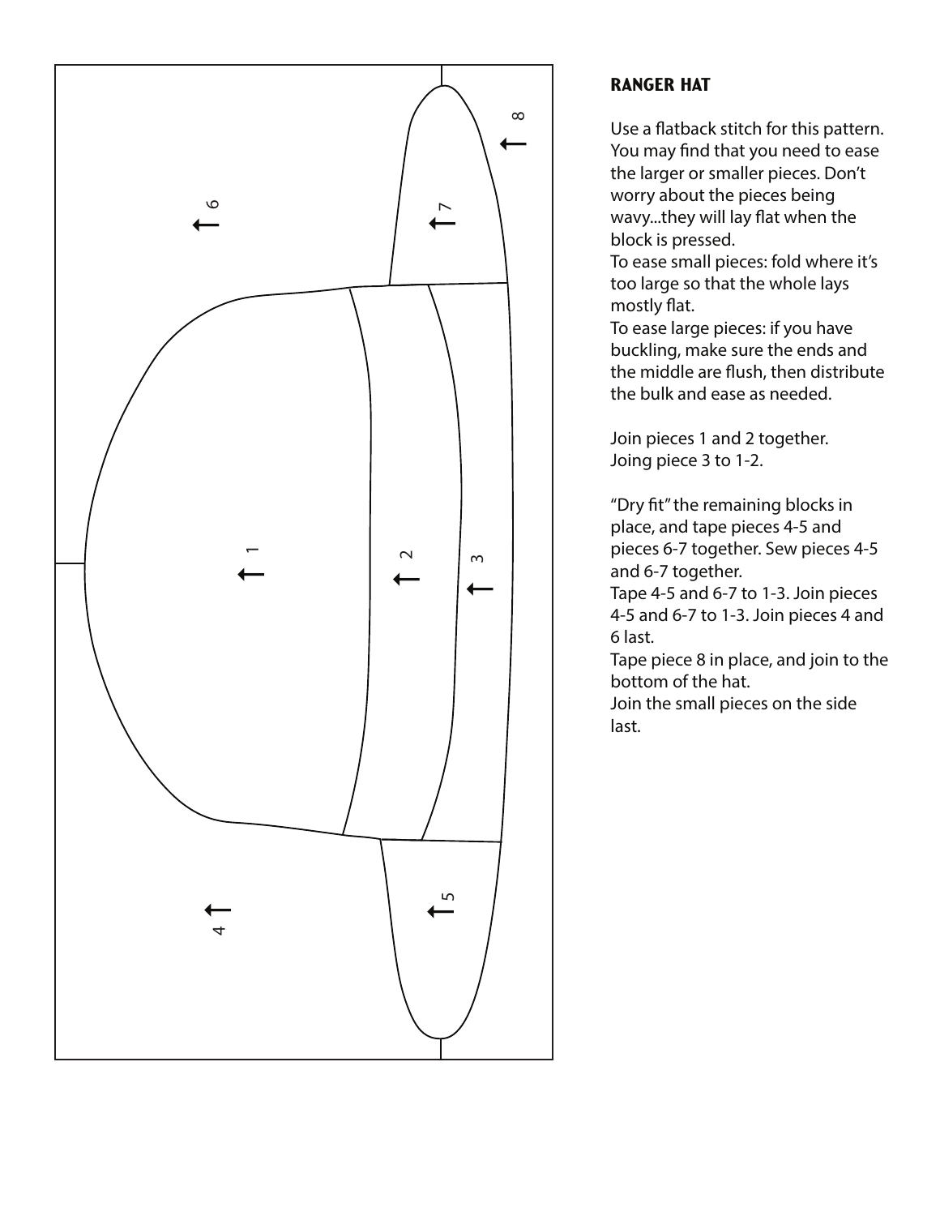## RANGER HAT

Use a flatback stitch for this pattern. You may find that you need to ease the larger or smaller pieces. Don't worry about the pieces being wavy...they will lay flat when the block is pressed.

To ease small pieces: fold where it's too large so that the whole lays mostly flat.

To ease large pieces: if you have buckling, make sure the ends and the middle are flush, then distribute the bulk and ease as needed.

Join pieces 1 and 2 together.
Joing piece 3 to 1-2.

"Dry fit" the remaining blocks in place, and tape pieces 4-5 and pieces 6-7 together. Sew pieces 4-5 and 6-7 together.

Tape 4-5 and 6-7 to 1-3. Join pieces 4-5 and 6-7 to 1-3. Join pieces 4 and 6 last.

Tape piece 8 in place, and join to the bottom of the hat.

Join the small pieces on the side last.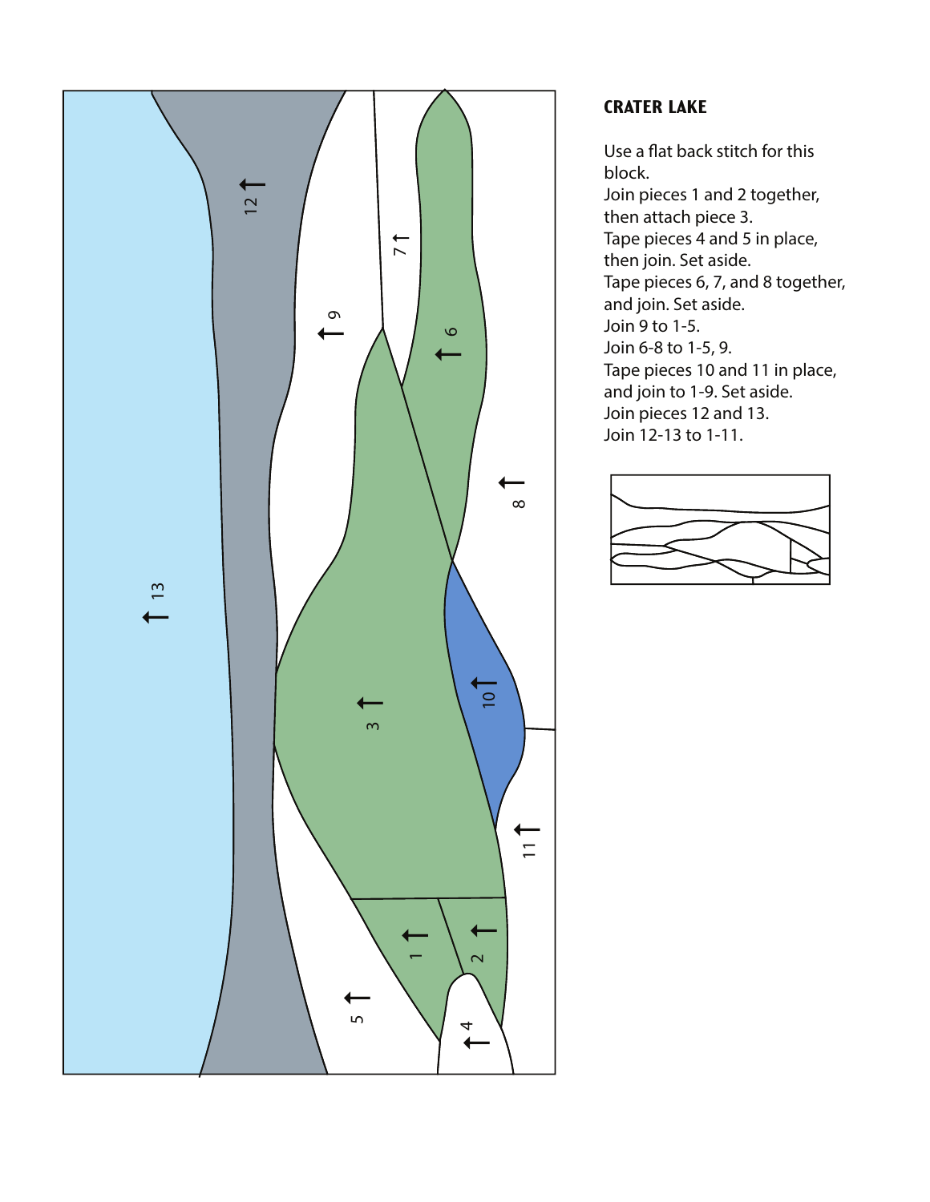## CRATER LAKE

Use a flat back stitch for this block.
Join pieces 1 and 2 together, then attach piece 3.
Tape pieces 4 and 5 in place, then join. Set aside.
Tape pieces 6, 7, and 8 together, and join. Set aside.
Join 9 to 1-5.
Join 6-8 to 1-5, 9.
Tape pieces 10 and 11 in place, and join to 1-9. Set aside.
Join pieces 12 and 13.
Join 12-13 to 1-11.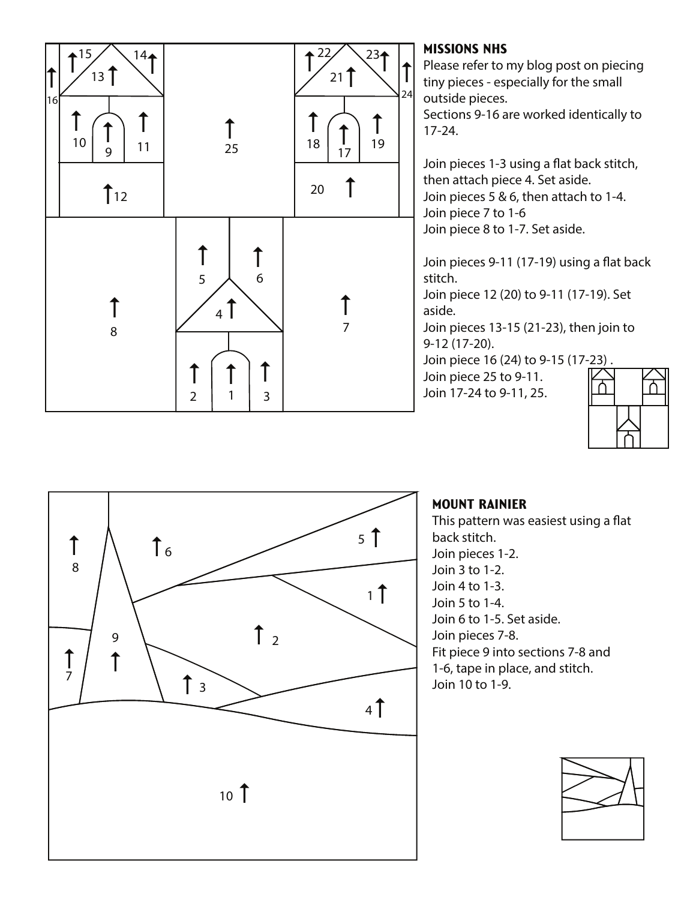### MISSIONS NHS

Please refer to my blog post on piecing tiny pieces - especially for the small outside pieces.
Sections 9-16 are worked identically to 17-24.

Join pieces 1-3 using a flat back stitch, then attach piece 4. Set aside.
Join pieces 5 & 6, then attach to 1-4.
Join piece 7 to 1-6
Join piece 8 to 1-7. Set aside.

Join pieces 9-11 (17-19) using a flat back stitch.
Join piece 12 (20) to 9-11 (17-19). Set aside.
Join pieces 13-15 (21-23), then join to 9-12 (17-20).
Join piece 16 (24) to 9-15 (17-23) .
Join piece 25 to 9-11.
Join 17-24 to 9-11, 25.

### MOUNT RAINIER

This pattern was easiest using a flat back stitch.
Join pieces 1-2.
Join 3 to 1-2.
Join 4 to 1-3.
Join 5 to 1-4.
Join 6 to 1-5. Set aside.
Join pieces 7-8.
Fit piece 9 into sections 7-8 and 1-6, tape in place, and stitch.
Join 10 to 1-9.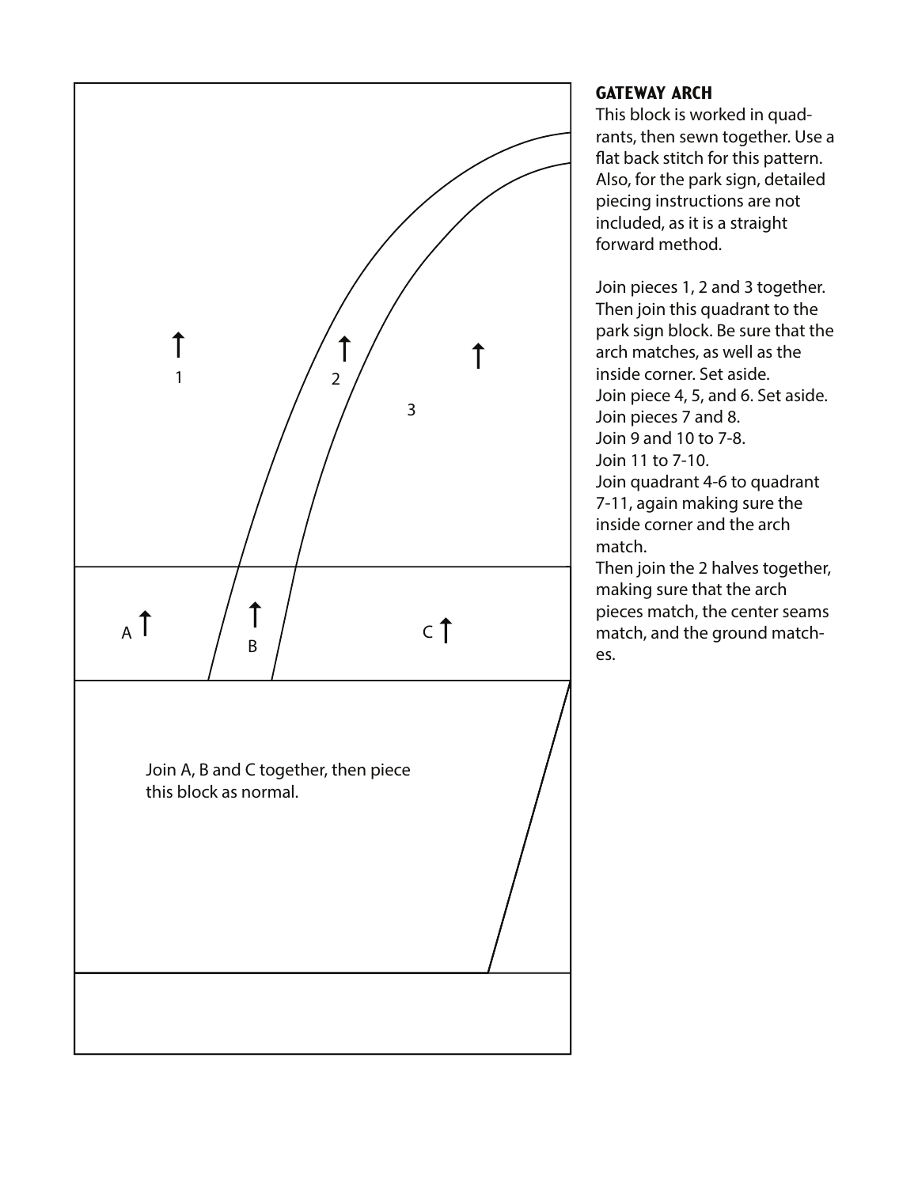## GATEWAY ARCH

This block is worked in quadrants, then sewn together. Use a flat back stitch for this pattern. Also, for the park sign, detailed piecing instructions are not included, as it is a straight forward method.

Join pieces 1, 2 and 3 together. Then join this quadrant to the park sign block. Be sure that the arch matches, as well as the inside corner. Set aside.
Join piece 4, 5, and 6. Set aside.
Join pieces 7 and 8.
Join 9 and 10 to 7-8.
Join 11 to 7-10.
Join quadrant 4-6 to quadrant 7-11, again making sure the inside corner and the arch match.
Then join the 2 halves together, making sure that the arch pieces match, the center seams match, and the ground matches.

1

2

3

A

B

C

Join A, B and C together, then piece this block as normal.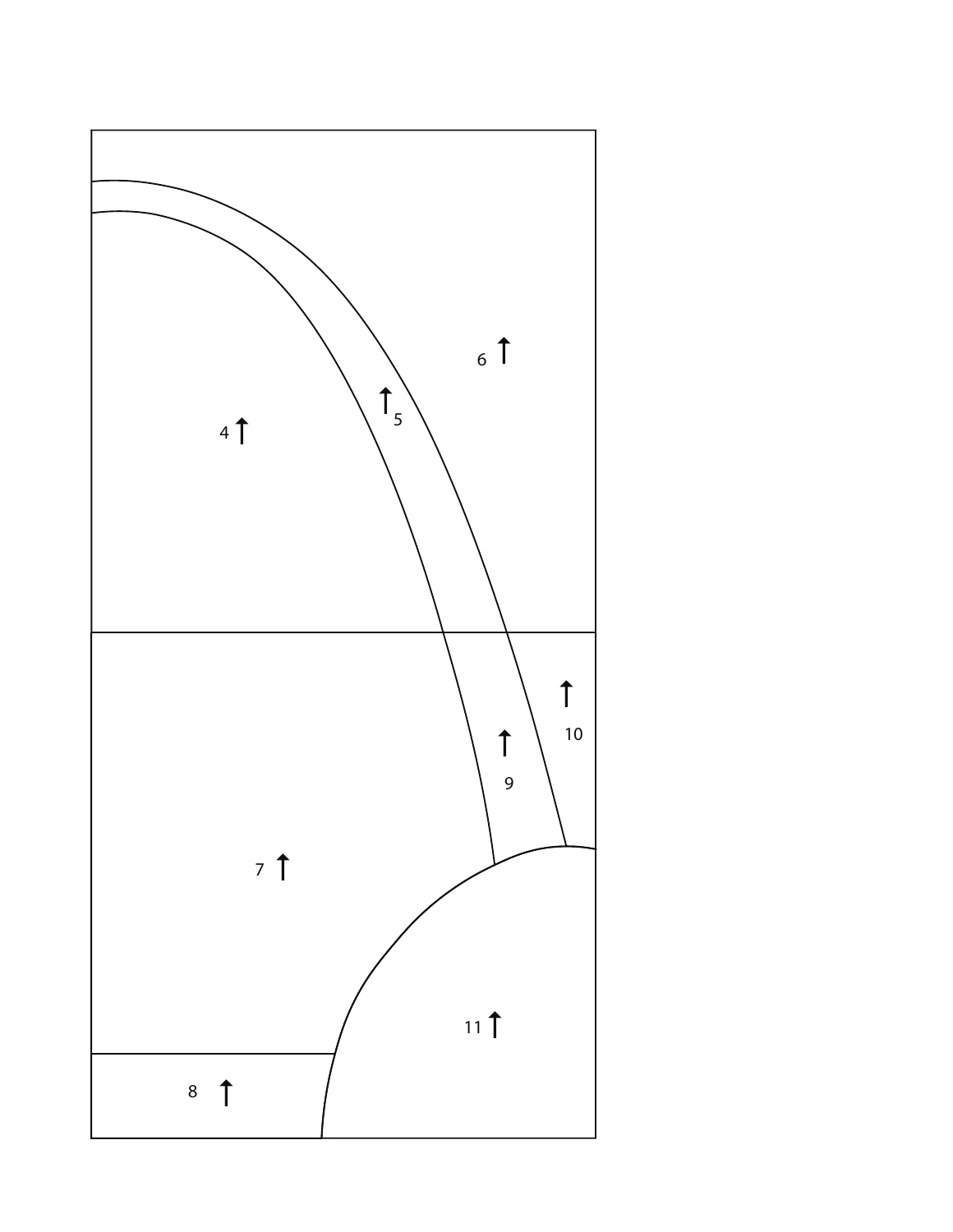6

5

4

10

9

7

11

8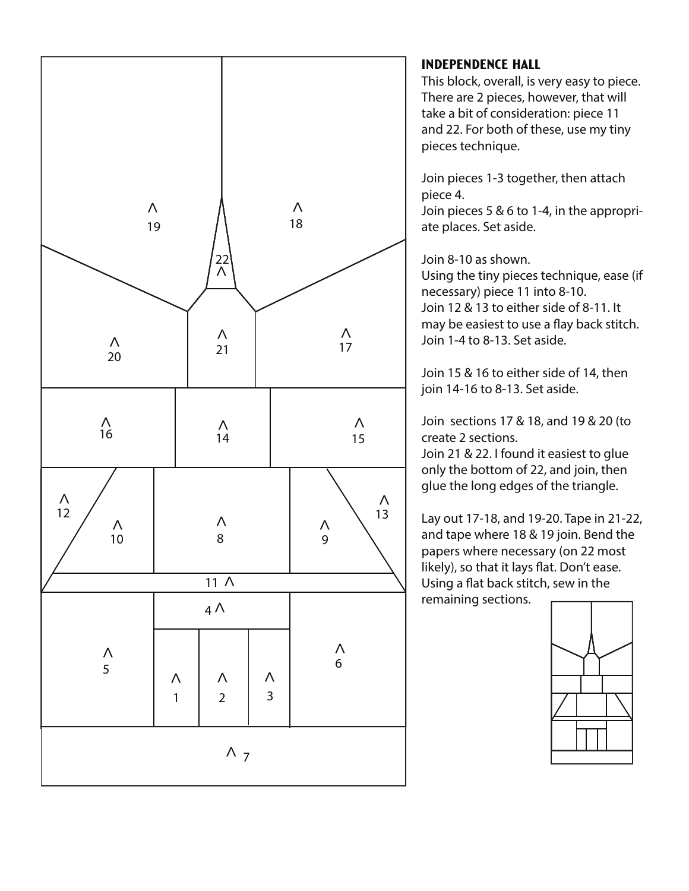## INDEPENDENCE HALL

This block, overall, is very easy to piece. There are 2 pieces, however, that will take a bit of consideration: piece 11 and 22. For both of these, use my tiny pieces technique.

Join pieces 1-3 together, then attach piece 4.
Join pieces 5 & 6 to 1-4, in the appropriate places. Set aside.

Join 8-10 as shown.
Using the tiny pieces technique, ease (if necessary) piece 11 into 8-10.
Join 12 & 13 to either side of 8-11. It may be easiest to use a flay back stitch.
Join 1-4 to 8-13. Set aside.

Join 15 & 16 to either side of 14, then join 14-16 to 8-13. Set aside.

Join sections 17 & 18, and 19 & 20 (to create 2 sections.
Join 21 & 22. I found it easiest to glue only the bottom of 22, and join, then glue the long edges of the triangle.

Lay out 17-18, and 19-20. Tape in 21-22, and tape where 18 & 19 join. Bend the papers where necessary (on 22 most likely), so that it lays flat. Don't ease. Using a flat back stitch, sew in the remaining sections.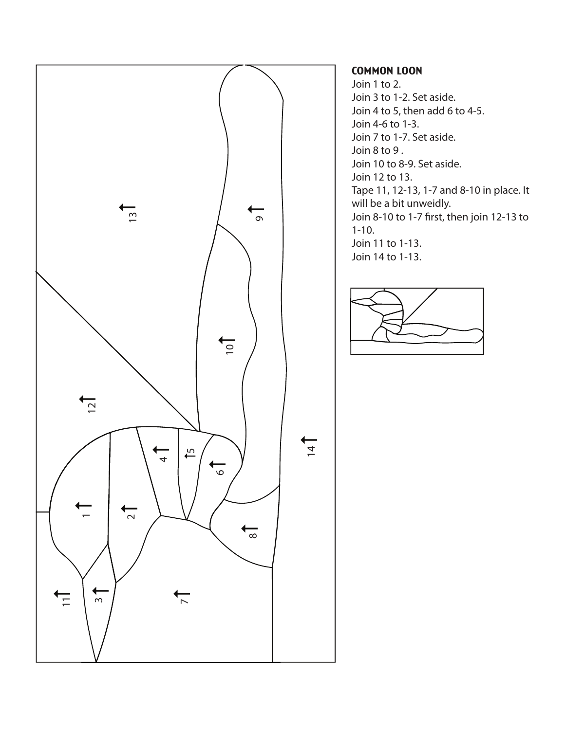## COMMON LOON

Join 1 to 2.
Join 3 to 1-2. Set aside.
Join 4 to 5, then add 6 to 4-5.
Join 4-6 to 1-3.
Join 7 to 1-7. Set aside.
Join 8 to 9 .
Join 10 to 8-9. Set aside.
Join 12 to 13.
Tape 11, 12-13, 1-7 and 8-10 in place. It will be a bit unweidly.
Join 8-10 to 1-7 first, then join 12-13 to 1-10.
Join 11 to 1-13.
Join 14 to 1-13.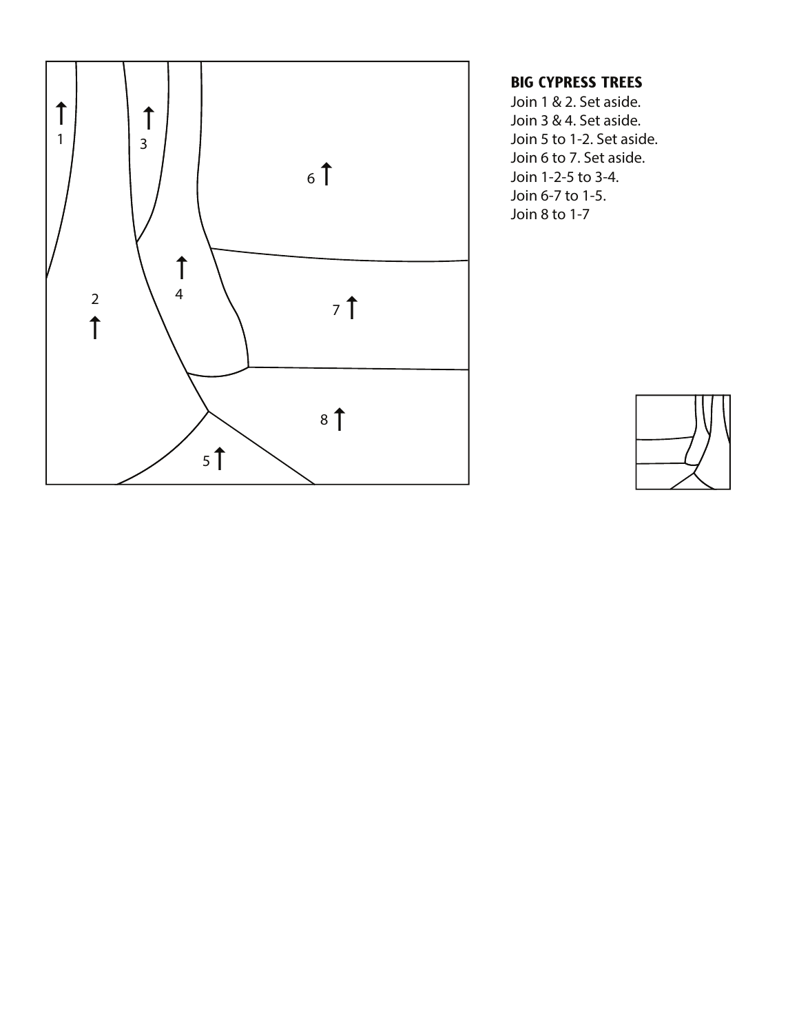**BIG CYPRESS TREES**

Join 1 & 2. Set aside.
Join 3 & 4. Set aside.
Join 5 to 1-2. Set aside.
Join 6 to 7. Set aside.
Join 1-2-5 to 3-4.
Join 6-7 to 1-5.
Join 8 to 1-7

1
2
3
4
5
6
7
8